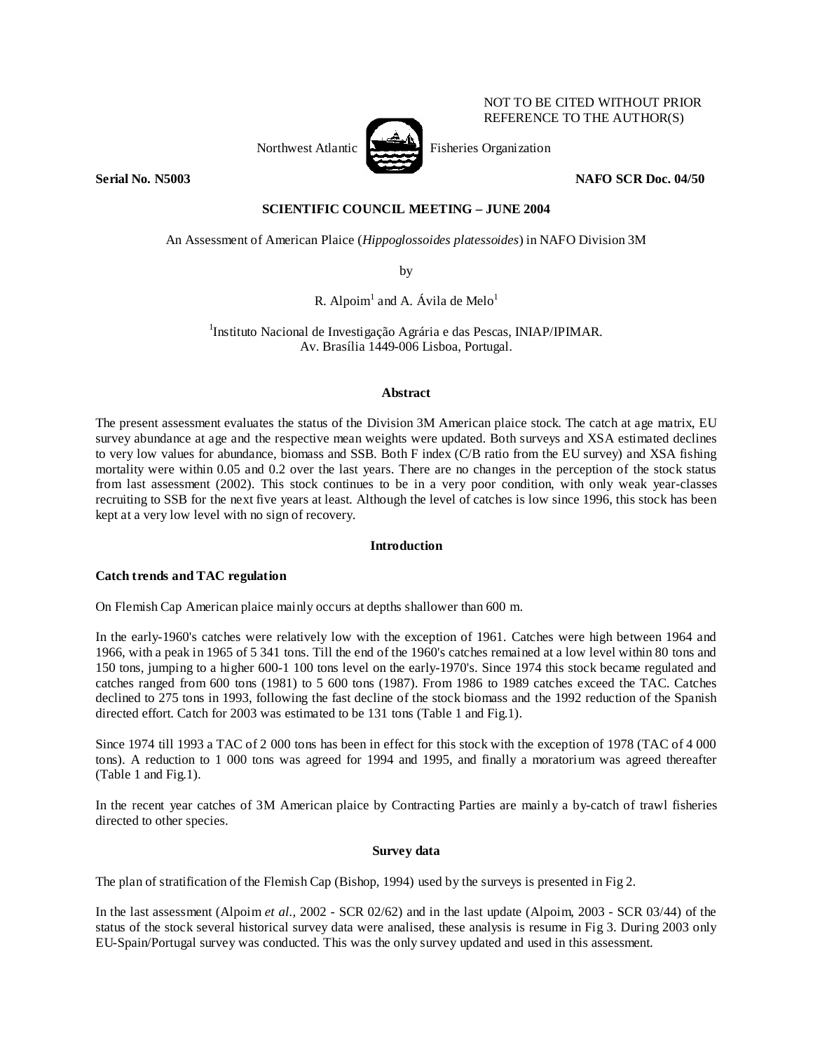NOT TO BE CITED WITHOUT PRIOR REFERENCE TO THE AUTHOR(S)

Northwest Atlantic Fisheries Organization

**Serial No. N5003** **NAFO SCR Doc. 04/50**

**SCIENTIFIC COUNCIL MEETING – JUNE 2004**

An Assessment of American Plaice (*Hippoglossoides platessoides*) in NAFO Division 3M

by

R. Alpoim[1] and A. Ávila de Melo[1]

[1]Instituto Nacional de Investigação Agrária e das Pescas, INIAP/IPIMAR. Av. Brasília 1449-006 Lisboa, Portugal.

## Abstract

The present assessment evaluates the status of the Division 3M American plaice stock. The catch at age matrix, EU survey abundance at age and the respective mean weights were updated. Both surveys and XSA estimated declines to very low values for abundance, biomass and SSB. Both F index (C/B ratio from the EU survey) and XSA fishing mortality were within 0.05 and 0.2 over the last years. There are no changes in the perception of the stock status from last assessment (2002). This stock continues to be in a very poor condition, with only weak year-classes recruiting to SSB for the next five years at least. Although the level of catches is low since 1996, this stock has been kept at a very low level with no sign of recovery.

## Introduction

### Catch trends and TAC regulation

On Flemish Cap American plaice mainly occurs at depths shallower than 600 m.

In the early-1960's catches were relatively low with the exception of 1961. Catches were high between 1964 and 1966, with a peak in 1965 of 5 341 tons. Till the end of the 1960's catches remained at a low level within 80 tons and 150 tons, jumping to a higher 600-1 100 tons level on the early-1970's. Since 1974 this stock became regulated and catches ranged from 600 tons (1981) to 5 600 tons (1987). From 1986 to 1989 catches exceed the TAC. Catches declined to 275 tons in 1993, following the fast decline of the stock biomass and the 1992 reduction of the Spanish directed effort. Catch for 2003 was estimated to be 131 tons (Table 1 and Fig.1).

Since 1974 till 1993 a TAC of 2 000 tons has been in effect for this stock with the exception of 1978 (TAC of 4 000 tons). A reduction to 1 000 tons was agreed for 1994 and 1995, and finally a moratorium was agreed thereafter (Table 1 and Fig.1).

In the recent year catches of 3M American plaice by Contracting Parties are mainly a by-catch of trawl fisheries directed to other species.

## Survey data

The plan of stratification of the Flemish Cap (Bishop, 1994) used by the surveys is presented in Fig 2.

In the last assessment (Alpoim *et al.*, 2002 - SCR 02/62) and in the last update (Alpoim, 2003 - SCR 03/44) of the status of the stock several historical survey data were analised, these analysis is resume in Fig 3. During 2003 only EU-Spain/Portugal survey was conducted. This was the only survey updated and used in this assessment.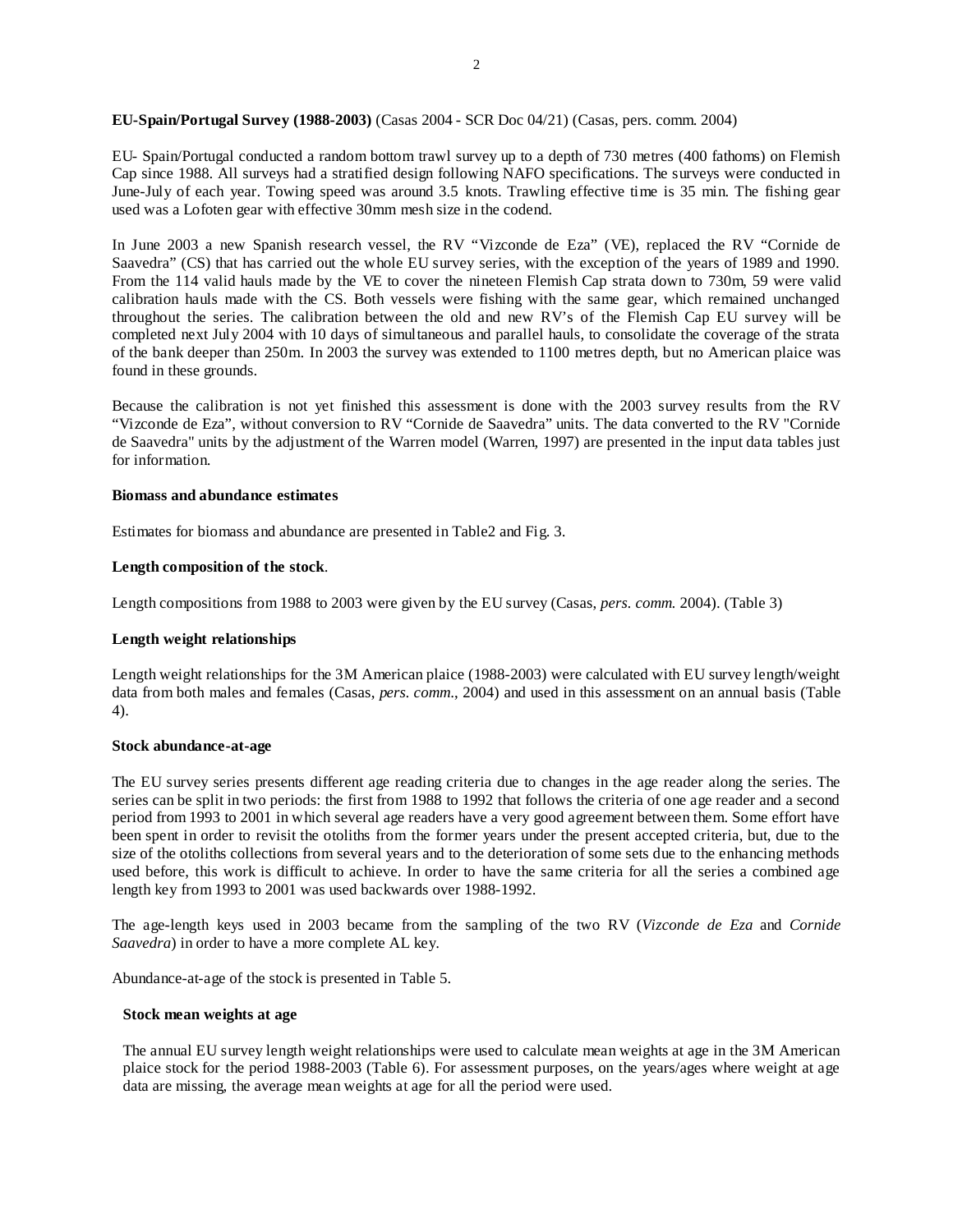**EU-Spain/Portugal Survey (1988-2003)** (Casas 2004 - SCR Doc 04/21) (Casas, pers. comm. 2004)

EU- Spain/Portugal conducted a random bottom trawl survey up to a depth of 730 metres (400 fathoms) on Flemish Cap since 1988. All surveys had a stratified design following NAFO specifications. The surveys were conducted in June-July of each year. Towing speed was around 3.5 knots. Trawling effective time is 35 min. The fishing gear used was a Lofoten gear with effective 30mm mesh size in the codend.

In June 2003 a new Spanish research vessel, the RV "Vizconde de Eza" (VE), replaced the RV "Cornide de Saavedra" (CS) that has carried out the whole EU survey series, with the exception of the years of 1989 and 1990. From the 114 valid hauls made by the VE to cover the nineteen Flemish Cap strata down to 730m, 59 were valid calibration hauls made with the CS. Both vessels were fishing with the same gear, which remained unchanged throughout the series. The calibration between the old and new RV's of the Flemish Cap EU survey will be completed next July 2004 with 10 days of simultaneous and parallel hauls, to consolidate the coverage of the strata of the bank deeper than 250m. In 2003 the survey was extended to 1100 metres depth, but no American plaice was found in these grounds.

Because the calibration is not yet finished this assessment is done with the 2003 survey results from the RV "Vizconde de Eza", without conversion to RV "Cornide de Saavedra" units. The data converted to the RV "Cornide de Saavedra" units by the adjustment of the Warren model (Warren, 1997) are presented in the input data tables just for information.

**Biomass and abundance estimates**

Estimates for biomass and abundance are presented in Table2 and Fig. 3.

**Length composition of the stock**.

Length compositions from 1988 to 2003 were given by the EU survey (Casas, *pers. comm.* 2004). (Table 3)

**Length weight relationships**

Length weight relationships for the 3M American plaice (1988-2003) were calculated with EU survey length/weight data from both males and females (Casas, *pers. comm*., 2004) and used in this assessment on an annual basis (Table 4).

**Stock abundance-at-age**

The EU survey series presents different age reading criteria due to changes in the age reader along the series. The series can be split in two periods: the first from 1988 to 1992 that follows the criteria of one age reader and a second period from 1993 to 2001 in which several age readers have a very good agreement between them. Some effort have been spent in order to revisit the otoliths from the former years under the present accepted criteria, but, due to the size of the otoliths collections from several years and to the deterioration of some sets due to the enhancing methods used before, this work is difficult to achieve. In order to have the same criteria for all the series a combined age length key from 1993 to 2001 was used backwards over 1988-1992.

The age-length keys used in 2003 became from the sampling of the two RV (*Vizconde de Eza* and *Cornide Saavedra*) in order to have a more complete AL key.

Abundance-at-age of the stock is presented in Table 5.

**Stock mean weights at age**

The annual EU survey length weight relationships were used to calculate mean weights at age in the 3M American plaice stock for the period 1988-2003 (Table 6). For assessment purposes, on the years/ages where weight at age data are missing, the average mean weights at age for all the period were used.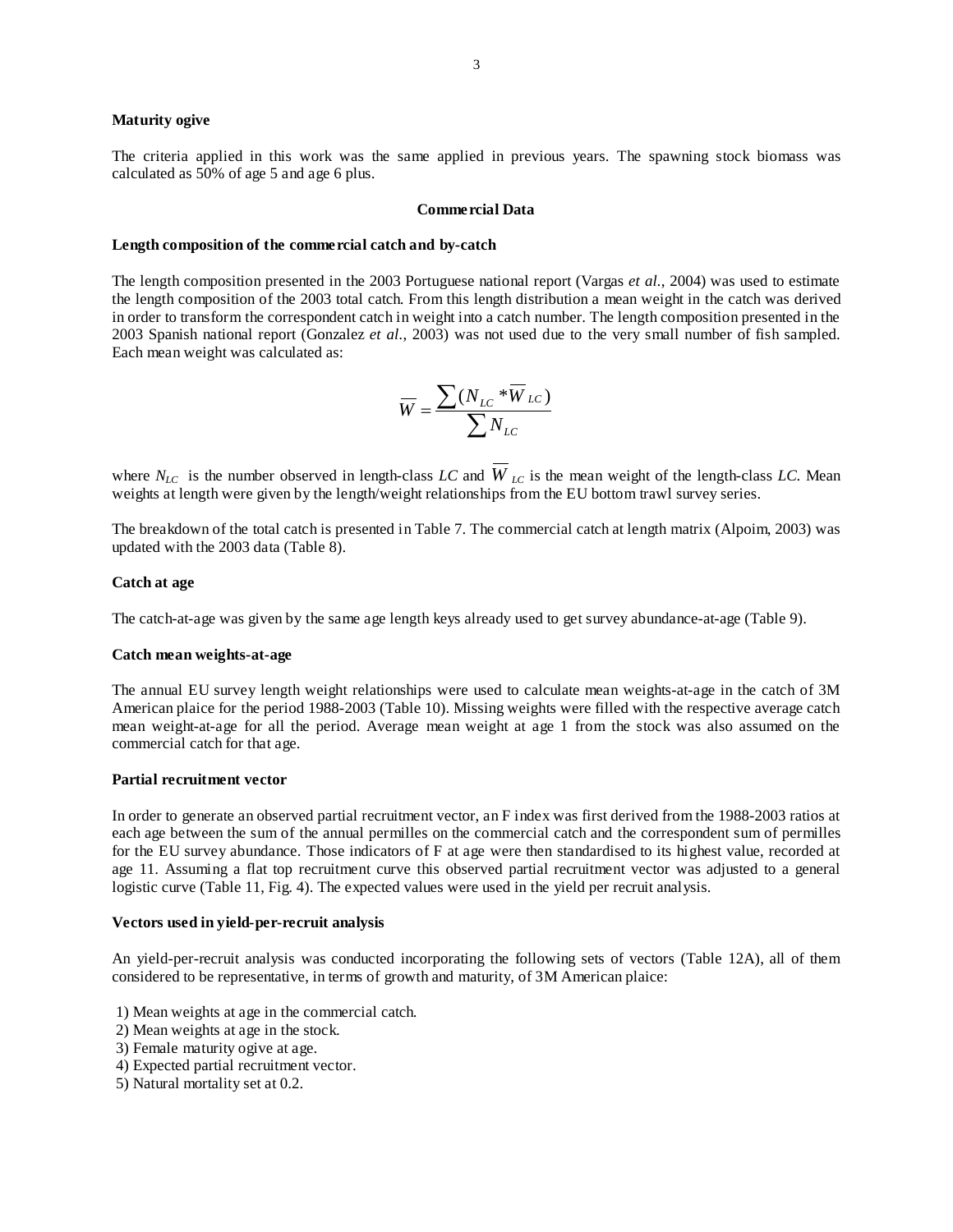**Maturity ogive**

The criteria applied in this work was the same applied in previous years. The spawning stock biomass was calculated as 50% of age 5 and age 6 plus.

## Commercial Data

**Length composition of the commercial catch and by-catch**

The length composition presented in the 2003 Portuguese national report (Vargas *et al.*, 2004) was used to estimate the length composition of the 2003 total catch. From this length distribution a mean weight in the catch was derived in order to transform the correspondent catch in weight into a catch number. The length composition presented in the 2003 Spanish national report (Gonzalez *et al.*, 2003) was not used due to the very small number of fish sampled. Each mean weight was calculated as:

$$\overline{W} = \frac{\sum (N_{LC} * \overline{W}_{LC})}{\sum N_{LC}}$$

where $N_{LC}$ is the number observed in length-class *LC* and $\overline{W}_{LC}$ is the mean weight of the length-class *LC*. Mean weights at length were given by the length/weight relationships from the EU bottom trawl survey series.

The breakdown of the total catch is presented in Table 7. The commercial catch at length matrix (Alpoim, 2003) was updated with the 2003 data (Table 8).

**Catch at age**

The catch-at-age was given by the same age length keys already used to get survey abundance-at-age (Table 9).

**Catch mean weights-at-age**

The annual EU survey length weight relationships were used to calculate mean weights-at-age in the catch of 3M American plaice for the period 1988-2003 (Table 10). Missing weights were filled with the respective average catch mean weight-at-age for all the period. Average mean weight at age 1 from the stock was also assumed on the commercial catch for that age.

**Partial recruitment vector**

In order to generate an observed partial recruitment vector, an F index was first derived from the 1988-2003 ratios at each age between the sum of the annual permilles on the commercial catch and the correspondent sum of permilles for the EU survey abundance. Those indicators of F at age were then standardised to its highest value, recorded at age 11. Assuming a flat top recruitment curve this observed partial recruitment vector was adjusted to a general logistic curve (Table 11, Fig. 4). The expected values were used in the yield per recruit analysis.

**Vectors used in yield-per-recruit analysis**

An yield-per-recruit analysis was conducted incorporating the following sets of vectors (Table 12A), all of them considered to be representative, in terms of growth and maturity, of 3M American plaice:

1) Mean weights at age in the commercial catch.
2) Mean weights at age in the stock.
3) Female maturity ogive at age.
4) Expected partial recruitment vector.
5) Natural mortality set at 0.2.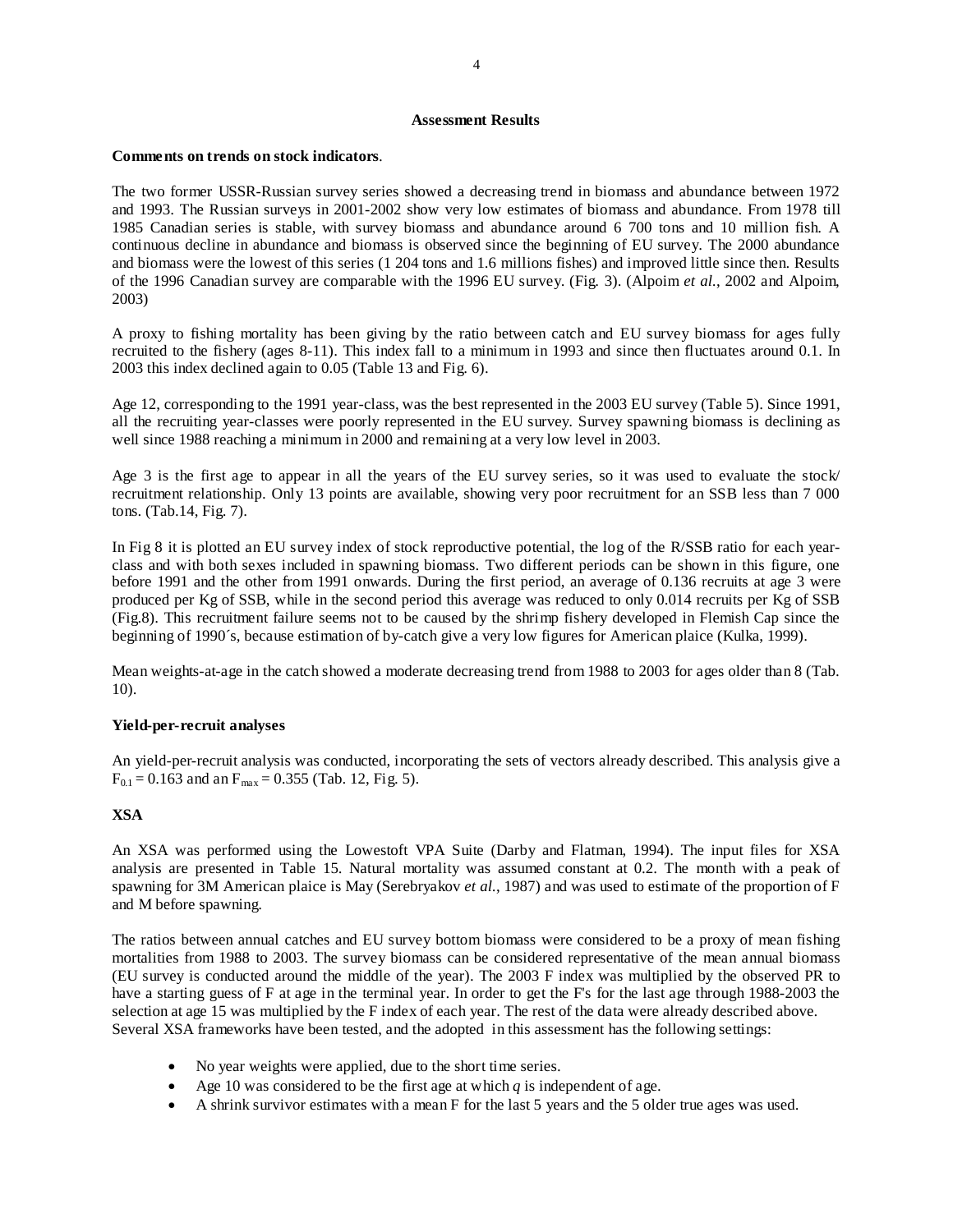## Assessment Results

**Comments on trends on stock indicators**.

The two former USSR-Russian survey series showed a decreasing trend in biomass and abundance between 1972 and 1993. The Russian surveys in 2001-2002 show very low estimates of biomass and abundance. From 1978 till 1985 Canadian series is stable, with survey biomass and abundance around 6 700 tons and 10 million fish. A continuous decline in abundance and biomass is observed since the beginning of EU survey. The 2000 abundance and biomass were the lowest of this series (1 204 tons and 1.6 millions fishes) and improved little since then. Results of the 1996 Canadian survey are comparable with the 1996 EU survey. (Fig. 3). (Alpoim *et al.*, 2002 and Alpoim, 2003)

A proxy to fishing mortality has been giving by the ratio between catch and EU survey biomass for ages fully recruited to the fishery (ages 8-11). This index fall to a minimum in 1993 and since then fluctuates around 0.1. In 2003 this index declined again to 0.05 (Table 13 and Fig. 6).

Age 12, corresponding to the 1991 year-class, was the best represented in the 2003 EU survey (Table 5). Since 1991, all the recruiting year-classes were poorly represented in the EU survey. Survey spawning biomass is declining as well since 1988 reaching a minimum in 2000 and remaining at a very low level in 2003.

Age 3 is the first age to appear in all the years of the EU survey series, so it was used to evaluate the stock/ recruitment relationship. Only 13 points are available, showing very poor recruitment for an SSB less than 7 000 tons. (Tab.14, Fig. 7).

In Fig 8 it is plotted an EU survey index of stock reproductive potential, the log of the R/SSB ratio for each year-class and with both sexes included in spawning biomass. Two different periods can be shown in this figure, one before 1991 and the other from 1991 onwards. During the first period, an average of 0.136 recruits at age 3 were produced per Kg of SSB, while in the second period this average was reduced to only 0.014 recruits per Kg of SSB (Fig.8). This recruitment failure seems not to be caused by the shrimp fishery developed in Flemish Cap since the beginning of 1990´s, because estimation of by-catch give a very low figures for American plaice (Kulka, 1999).

Mean weights-at-age in the catch showed a moderate decreasing trend from 1988 to 2003 for ages older than 8 (Tab. 10).

**Yield-per-recruit analyses**

An yield-per-recruit analysis was conducted, incorporating the sets of vectors already described. This analysis give a $F_{0.1} = 0.163$ and an $F_{max} = 0.355$ (Tab. 12, Fig. 5).

**XSA**

An XSA was performed using the Lowestoft VPA Suite (Darby and Flatman, 1994). The input files for XSA analysis are presented in Table 15. Natural mortality was assumed constant at 0.2. The month with a peak of spawning for 3M American plaice is May (Serebryakov *et al.*, 1987) and was used to estimate of the proportion of F and M before spawning.

The ratios between annual catches and EU survey bottom biomass were considered to be a proxy of mean fishing mortalities from 1988 to 2003. The survey biomass can be considered representative of the mean annual biomass (EU survey is conducted around the middle of the year). The 2003 F index was multiplied by the observed PR to have a starting guess of F at age in the terminal year. In order to get the F's for the last age through 1988-2003 the selection at age 15 was multiplied by the F index of each year. The rest of the data were already described above. Several XSA frameworks have been tested, and the adopted in this assessment has the following settings:

- No year weights were applied, due to the short time series.
- Age 10 was considered to be the first age at which $q$ is independent of age.
- A shrink survivor estimates with a mean F for the last 5 years and the 5 older true ages was used.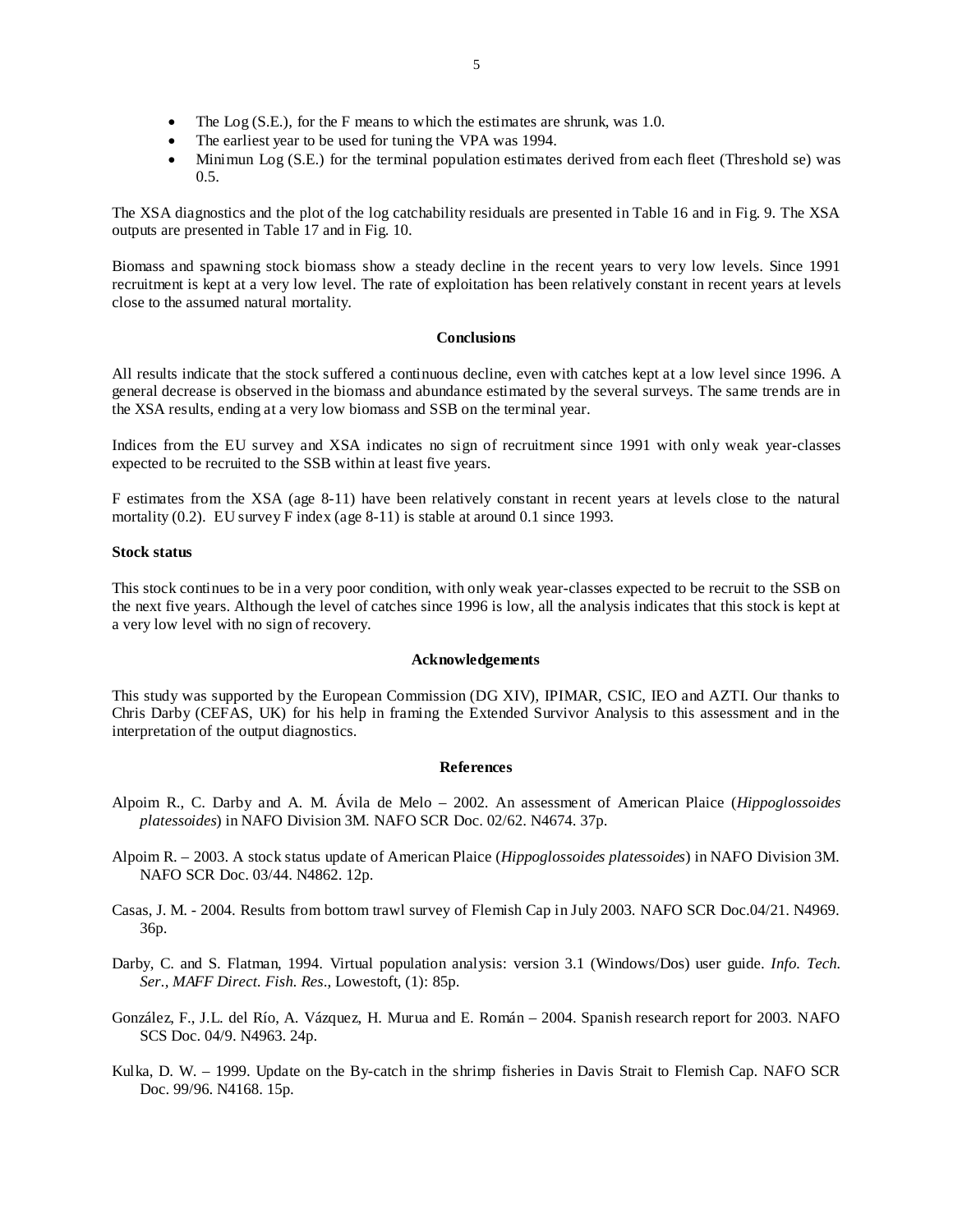- The Log (S.E.), for the F means to which the estimates are shrunk, was 1.0.
- The earliest year to be used for tuning the VPA was 1994.
- Minimun Log (S.E.) for the terminal population estimates derived from each fleet (Threshold se) was 0.5.

The XSA diagnostics and the plot of the log catchability residuals are presented in Table 16 and in Fig. 9. The XSA outputs are presented in Table 17 and in Fig. 10.

Biomass and spawning stock biomass show a steady decline in the recent years to very low levels. Since 1991 recruitment is kept at a very low level. The rate of exploitation has been relatively constant in recent years at levels close to the assumed natural mortality.

## Conclusions

All results indicate that the stock suffered a continuous decline, even with catches kept at a low level since 1996. A general decrease is observed in the biomass and abundance estimated by the several surveys. The same trends are in the XSA results, ending at a very low biomass and SSB on the terminal year.

Indices from the EU survey and XSA indicates no sign of recruitment since 1991 with only weak year-classes expected to be recruited to the SSB within at least five years.

F estimates from the XSA (age 8-11) have been relatively constant in recent years at levels close to the natural mortality (0.2). EU survey F index (age 8-11) is stable at around 0.1 since 1993.

### Stock status

This stock continues to be in a very poor condition, with only weak year-classes expected to be recruit to the SSB on the next five years. Although the level of catches since 1996 is low, all the analysis indicates that this stock is kept at a very low level with no sign of recovery.

## Acknowledgements

This study was supported by the European Commission (DG XIV), IPIMAR, CSIC, IEO and AZTI. Our thanks to Chris Darby (CEFAS, UK) for his help in framing the Extended Survivor Analysis to this assessment and in the interpretation of the output diagnostics.

## References

Alpoim R., C. Darby and A. M. Ávila de Melo – 2002. An assessment of American Plaice (*Hippoglossoides platessoides*) in NAFO Division 3M. NAFO SCR Doc. 02/62. N4674. 37p.

Alpoim R. – 2003. A stock status update of American Plaice (*Hippoglossoides platessoides*) in NAFO Division 3M. NAFO SCR Doc. 03/44. N4862. 12p.

Casas, J. M. - 2004. Results from bottom trawl survey of Flemish Cap in July 2003. NAFO SCR Doc.04/21. N4969. 36p.

Darby, C. and S. Flatman, 1994. Virtual population analysis: version 3.1 (Windows/Dos) user guide. *Info. Tech. Ser., MAFF Direct. Fish. Res*., Lowestoft, (1): 85p.

González, F., J.L. del Río, A. Vázquez, H. Murua and E. Román – 2004. Spanish research report for 2003. NAFO SCS Doc. 04/9. N4963. 24p.

Kulka, D. W. – 1999. Update on the By-catch in the shrimp fisheries in Davis Strait to Flemish Cap. NAFO SCR Doc. 99/96. N4168. 15p.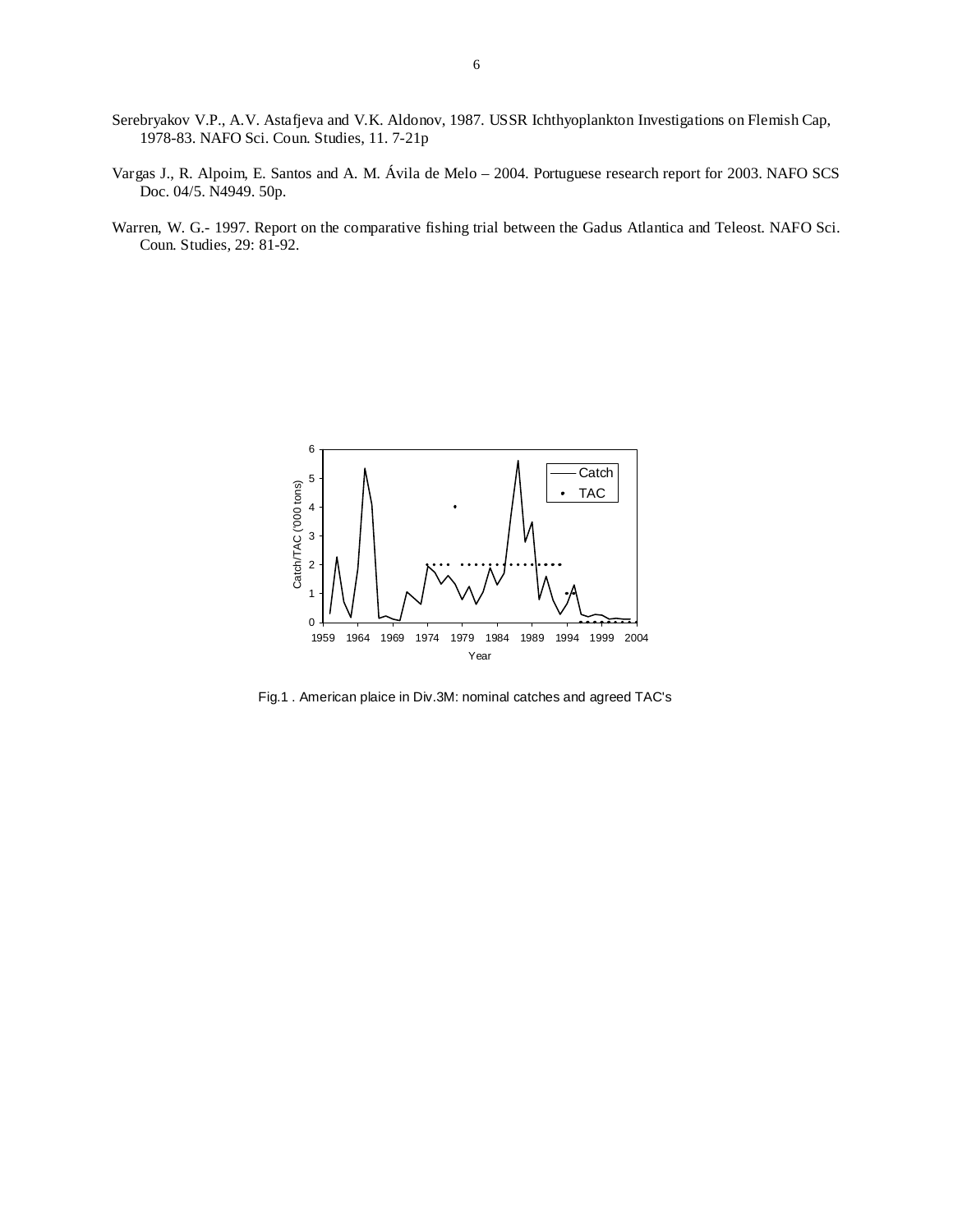Serebryakov V.P., A.V. Astafjeva and V.K. Aldonov, 1987. USSR Ichthyoplankton Investigations on Flemish Cap, 1978-83. NAFO Sci. Coun. Studies, 11. 7-21p

Vargas J., R. Alpoim, E. Santos and A. M. Ávila de Melo – 2004. Portuguese research report for 2003. NAFO SCS Doc. 04/5. N4949. 50p.

Warren, W. G.- 1997. Report on the comparative fishing trial between the Gadus Atlantica and Teleost. NAFO Sci. Coun. Studies, 29: 81-92.

Fig.1 . American plaice in Div.3M: nominal catches and agreed TAC's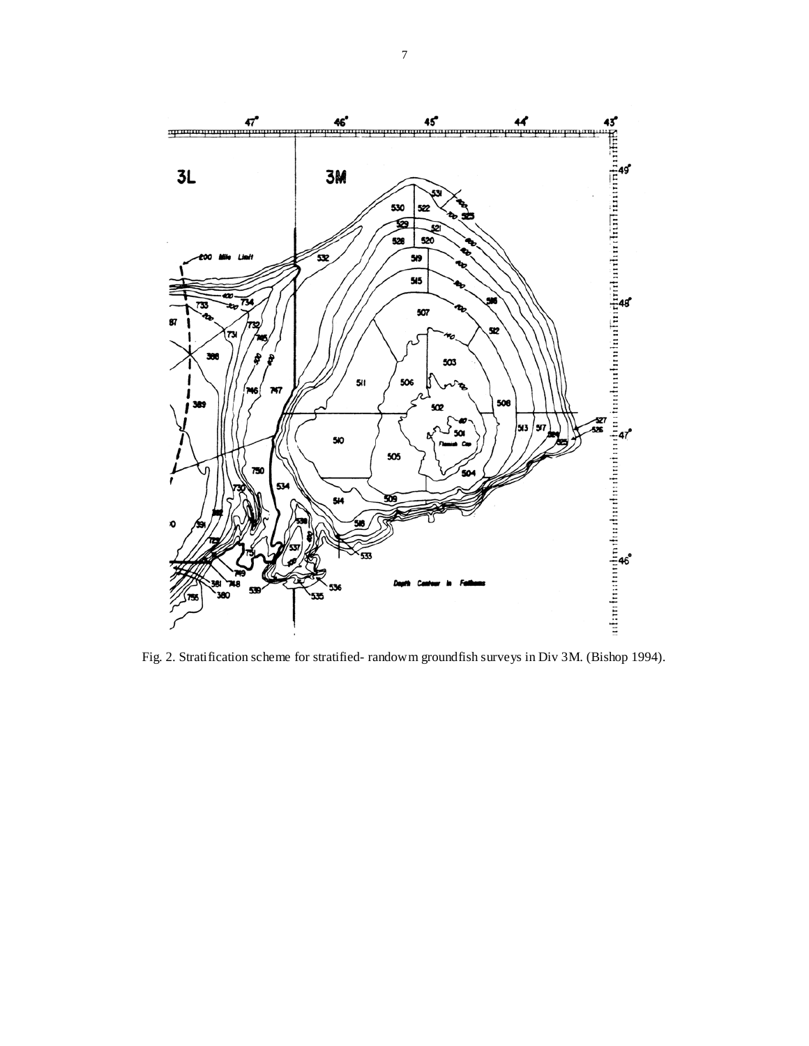Fig. 2. Stratification scheme for stratified- randowm groundfish surveys in Div 3M. (Bishop 1994).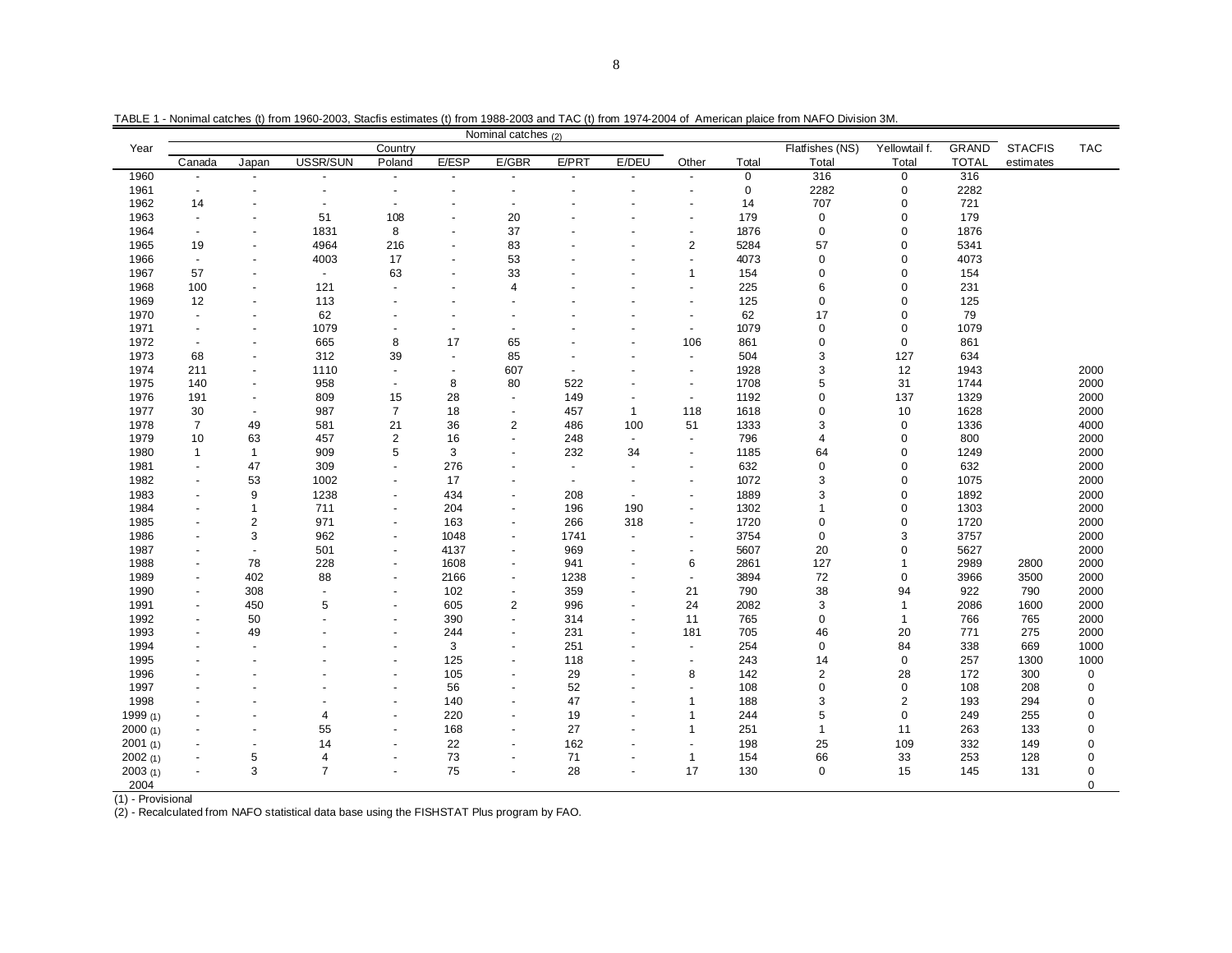TABLE 1 - Nonimal catches (t) from 1960-2003, Stacfis estimates (t) from 1988-2003 and TAC (t) from 1974-2004 of American plaice from NAFO Division 3M.

| Year | Nominal catches (2) | | | | | | | | | | | | | | |
|---|---|---|---|---|---|---|---|---|---|---|---|---|---|---|---|
| | Country | | | | | | | | | | Flatfishes (NS) | Yellowtail f. | GRAND | STACFIS | TAC |
| | Canada | Japan | USSR/SUN | Poland | E/ESP | E/GBR | E/PRT | E/DEU | Other | Total | Total | Total | TOTAL | estimates | |
| 1960 | - | - | - | - | - | - | - | - | - | 0 | 316 | 0 | 316 | | |
| 1961 | - | - | - | - | - | - | - | - | - | 0 | 2282 | 0 | 2282 | | |
| 1962 | 14 | - | - | - | - | - | - | - | - | 14 | 707 | 0 | 721 | | |
| 1963 | - | - | 51 | 108 | - | 20 | - | - | - | 179 | 0 | 0 | 179 | | |
| 1964 | - | - | 1831 | 8 | - | 37 | - | - | - | 1876 | 0 | 0 | 1876 | | |
| 1965 | 19 | - | 4964 | 216 | - | 83 | - | - | 2 | 5284 | 57 | 0 | 5341 | | |
| 1966 | - | - | 4003 | 17 | - | 53 | - | - | - | 4073 | 0 | 0 | 4073 | | |
| 1967 | 57 | - | - | 63 | - | 33 | - | - | 1 | 154 | 0 | 0 | 154 | | |
| 1968 | 100 | - | 121 | - | - | 4 | - | - | - | 225 | 6 | 0 | 231 | | |
| 1969 | 12 | - | 113 | - | - | - | - | - | - | 125 | 0 | 0 | 125 | | |
| 1970 | - | - | 62 | - | - | - | - | - | - | 62 | 17 | 0 | 79 | | |
| 1971 | - | - | 1079 | - | - | - | - | - | - | 1079 | 0 | 0 | 1079 | | |
| 1972 | - | - | 665 | 8 | 17 | 65 | - | - | 106 | 861 | 0 | 0 | 861 | | |
| 1973 | 68 | - | 312 | 39 | - | 85 | - | - | - | 504 | 3 | 127 | 634 | | |
| 1974 | 211 | - | 1110 | - | - | 607 | - | - | - | 1928 | 3 | 12 | 1943 | | 2000 |
| 1975 | 140 | - | 958 | - | 8 | 80 | 522 | - | - | 1708 | 5 | 31 | 1744 | | 2000 |
| 1976 | 191 | - | 809 | 15 | 28 | - | 149 | - | - | 1192 | 0 | 137 | 1329 | | 2000 |
| 1977 | 30 | - | 987 | 7 | 18 | - | 457 | 1 | 118 | 1618 | 0 | 10 | 1628 | | 2000 |
| 1978 | 7 | 49 | 581 | 21 | 36 | 2 | 486 | 100 | 51 | 1333 | 3 | 0 | 1336 | | 4000 |
| 1979 | 10 | 63 | 457 | 2 | 16 | - | 248 | - | - | 796 | 4 | 0 | 800 | | 2000 |
| 1980 | 1 | 1 | 909 | 5 | 3 | - | 232 | 34 | - | 1185 | 64 | 0 | 1249 | | 2000 |
| 1981 | - | 47 | 309 | - | 276 | - | - | - | - | 632 | 0 | 0 | 632 | | 2000 |
| 1982 | - | 53 | 1002 | - | 17 | - | - | - | - | 1072 | 3 | 0 | 1075 | | 2000 |
| 1983 | - | 9 | 1238 | - | 434 | - | 208 | - | - | 1889 | 3 | 0 | 1892 | | 2000 |
| 1984 | - | 1 | 711 | - | 204 | - | 196 | 190 | - | 1302 | 1 | 0 | 1303 | | 2000 |
| 1985 | - | 2 | 971 | - | 163 | - | 266 | 318 | - | 1720 | 0 | 0 | 1720 | | 2000 |
| 1986 | - | 3 | 962 | - | 1048 | - | 1741 | - | - | 3754 | 0 | 3 | 3757 | | 2000 |
| 1987 | - | - | 501 | - | 4137 | - | 969 | - | - | 5607 | 20 | 0 | 5627 | | 2000 |
| 1988 | - | 78 | 228 | - | 1608 | - | 941 | - | 6 | 2861 | 127 | 1 | 2989 | 2800 | 2000 |
| 1989 | - | 402 | 88 | - | 2166 | - | 1238 | - | - | 3894 | 72 | 0 | 3966 | 3500 | 2000 |
| 1990 | - | 308 | - | - | 102 | - | 359 | - | 21 | 790 | 38 | 94 | 922 | 790 | 2000 |
| 1991 | - | 450 | 5 | - | 605 | 2 | 996 | - | 24 | 2082 | 3 | 1 | 2086 | 1600 | 2000 |
| 1992 | - | 50 | - | - | 390 | - | 314 | - | 11 | 765 | 0 | 1 | 766 | 765 | 2000 |
| 1993 | - | 49 | - | - | 244 | - | 231 | - | 181 | 705 | 46 | 20 | 771 | 275 | 2000 |
| 1994 | - | - | - | - | 3 | - | 251 | - | - | 254 | 0 | 84 | 338 | 669 | 1000 |
| 1995 | - | - | - | - | 125 | - | 118 | - | - | 243 | 14 | 0 | 257 | 1300 | 1000 |
| 1996 | - | - | - | - | 105 | - | 29 | - | 8 | 142 | 2 | 28 | 172 | 300 | 0 |
| 1997 | - | - | - | - | 56 | - | 52 | - | - | 108 | 0 | 0 | 108 | 208 | 0 |
| 1998 | - | - | - | - | 140 | - | 47 | - | 1 | 188 | 3 | 2 | 193 | 294 | 0 |
| 1999 (1) | - | - | 4 | - | 220 | - | 19 | - | 1 | 244 | 5 | 0 | 249 | 255 | 0 |
| 2000 (1) | - | - | 55 | - | 168 | - | 27 | - | 1 | 251 | 1 | 11 | 263 | 133 | 0 |
| 2001 (1) | - | - | 14 | - | 22 | - | 162 | - | - | 198 | 25 | 109 | 332 | 149 | 0 |
| 2002 (1) | - | 5 | 4 | - | 73 | - | 71 | - | 1 | 154 | 66 | 33 | 253 | 128 | 0 |
| 2003 (1) | - | 3 | 7 | - | 75 | - | 28 | - | 17 | 130 | 0 | 15 | 145 | 131 | 0 |
| 2004 | | | | | | | | | | | | | | | 0 |

(1) - Provisional

(2) - Recalculated from NAFO statistical data base using the FISHSTAT Plus program by FAO.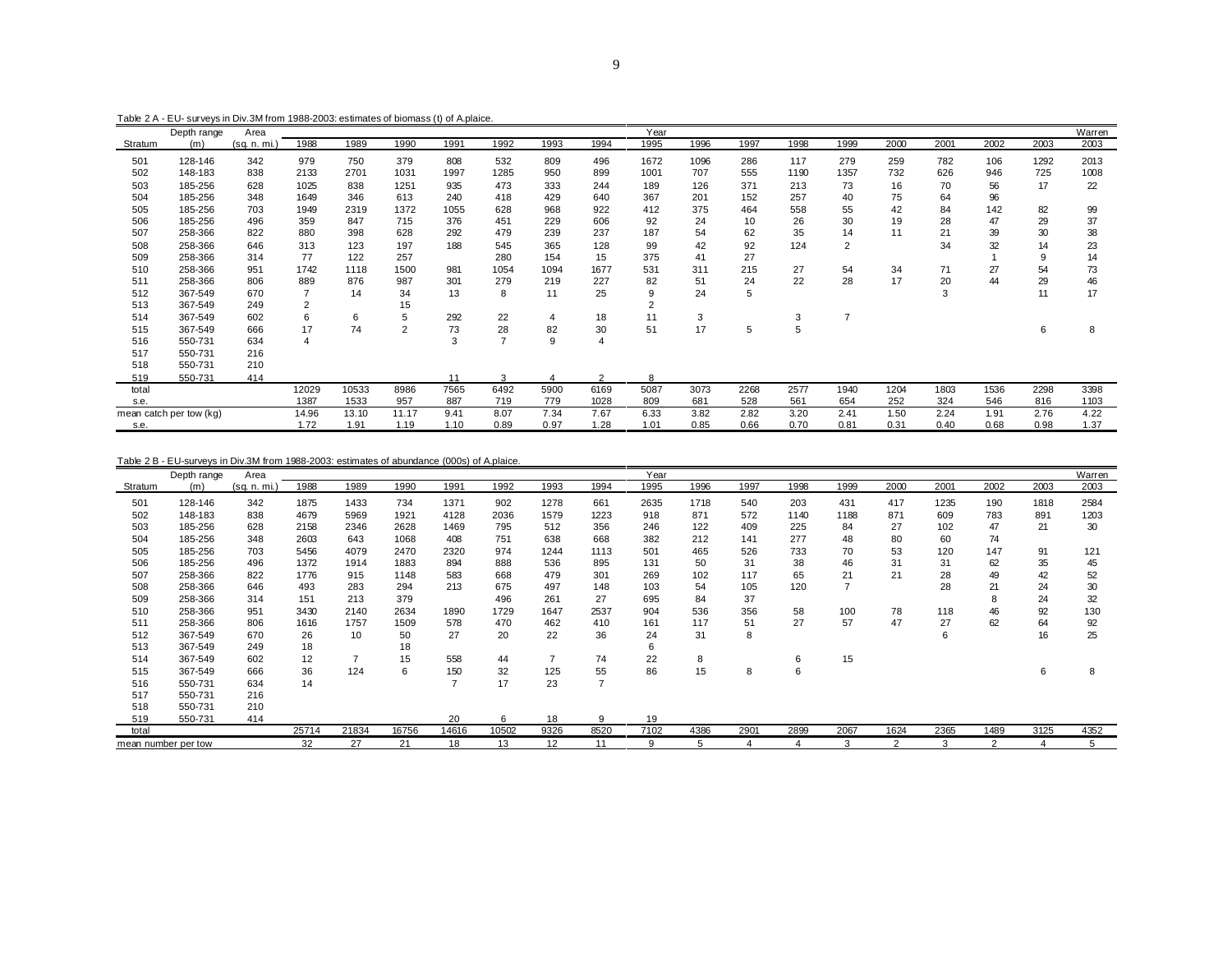Table 2 A - EU- surveys in Div.3M from 1988-2003: estimates of biomass (t) of A.plaice.

| Stratum | Depth range (m) | Area (sq. n. mi.) | Year | | | | | | | | | | | | | | | | |
|---|---|---|---|---|---|---|---|---|---|---|---|---|---|---|---|---|---|---|---|
| | | | 1988 | 1989 | 1990 | 1991 | 1992 | 1993 | 1994 | 1995 | 1996 | 1997 | 1998 | 1999 | 2000 | 2001 | 2002 | 2003 | Warren 2003 |
| 501 | 128-146 | 342 | 979 | 750 | 379 | 808 | 532 | 809 | 496 | 1672 | 1096 | 286 | 117 | 279 | 259 | 782 | 106 | 1292 | 2013 |
| 502 | 148-183 | 838 | 2133 | 2701 | 1031 | 1997 | 1285 | 950 | 899 | 1001 | 707 | 555 | 1190 | 1357 | 732 | 626 | 946 | 725 | 1008 |
| 503 | 185-256 | 628 | 1025 | 838 | 1251 | 935 | 473 | 333 | 244 | 189 | 126 | 371 | 213 | 73 | 16 | 70 | 56 | 17 | 22 |
| 504 | 185-256 | 348 | 1649 | 346 | 613 | 240 | 418 | 429 | 640 | 367 | 201 | 152 | 257 | 40 | 75 | 64 | 96 | | |
| 505 | 185-256 | 703 | 1949 | 2319 | 1372 | 1055 | 628 | 968 | 922 | 412 | 375 | 464 | 558 | 55 | 42 | 84 | 142 | 82 | 99 |
| 506 | 185-256 | 496 | 359 | 847 | 715 | 376 | 451 | 229 | 606 | 92 | 24 | 10 | 26 | 30 | 19 | 28 | 47 | 29 | 37 |
| 507 | 258-366 | 822 | 880 | 398 | 628 | 292 | 479 | 239 | 237 | 187 | 54 | 62 | 35 | 14 | 11 | 21 | 39 | 30 | 38 |
| 508 | 258-366 | 646 | 313 | 123 | 197 | 188 | 545 | 365 | 128 | 99 | 42 | 92 | 124 | 2 | | 34 | 32 | 14 | 23 |
| 509 | 258-366 | 314 | 77 | 122 | 257 | | 280 | 154 | 15 | 375 | 41 | 27 | | | | | 1 | 9 | 14 |
| 510 | 258-366 | 951 | 1742 | 1118 | 1500 | 981 | 1054 | 1094 | 1677 | 531 | 311 | 215 | 27 | 54 | 34 | 71 | 27 | 54 | 73 |
| 511 | 258-366 | 806 | 889 | 876 | 987 | 301 | 279 | 219 | 227 | 82 | 51 | 24 | 22 | 28 | 17 | 20 | 44 | 29 | 46 |
| 512 | 367-549 | 670 | 7 | 14 | 34 | 13 | 8 | 11 | 25 | 9 | 24 | 5 | | | | 3 | | 11 | 17 |
| 513 | 367-549 | 249 | 2 | | 15 | | | | | 2 | | | | | | | | | |
| 514 | 367-549 | 602 | 6 | 6 | 5 | 292 | 22 | 4 | 18 | 11 | 3 | | 3 | 7 | | | | | |
| 515 | 367-549 | 666 | 17 | 74 | 2 | 73 | 28 | 82 | 30 | 51 | 17 | 5 | 5 | | | | | 6 | 8 |
| 516 | 550-731 | 634 | 4 | | | 3 | 7 | 9 | 4 | | | | | | | | | | |
| 517 | 550-731 | 216 | | | | | | | | | | | | | | | | | |
| 518 | 550-731 | 210 | | | | | | | | | | | | | | | | | |
| 519 | 550-731 | 414 | | | | 11 | 3 | 4 | 2 | 8 | | | | | | | | | |
| total | | | 12029 | 10533 | 8986 | 7565 | 6492 | 5900 | 6169 | 5087 | 3073 | 2268 | 2577 | 1940 | 1204 | 1803 | 1536 | 2298 | 3398 |
| s.e. | | | 1387 | 1533 | 957 | 887 | 719 | 779 | 1028 | 809 | 681 | 528 | 561 | 654 | 252 | 324 | 546 | 816 | 1103 |
| mean catch per tow (kg) | | | 14.96 | 13.10 | 11.17 | 9.41 | 8.07 | 7.34 | 7.67 | 6.33 | 3.82 | 2.82 | 3.20 | 2.41 | 1.50 | 2.24 | 1.91 | 2.76 | 4.22 |
| s.e. | | | 1.72 | 1.91 | 1.19 | 1.10 | 0.89 | 0.97 | 1.28 | 1.01 | 0.85 | 0.66 | 0.70 | 0.81 | 0.31 | 0.40 | 0.68 | 0.98 | 1.37 |

Table 2 B - EU-surveys in Div.3M from 1988-2003: estimates of abundance (000s) of A.plaice.

| Stratum | Depth range (m) | Area (sq. n. mi.) | Year | | | | | | | | | | | | | | | | |
|---|---|---|---|---|---|---|---|---|---|---|---|---|---|---|---|---|---|---|---|
| | | | 1988 | 1989 | 1990 | 1991 | 1992 | 1993 | 1994 | 1995 | 1996 | 1997 | 1998 | 1999 | 2000 | 2001 | 2002 | 2003 | Warren 2003 |
| 501 | 128-146 | 342 | 1875 | 1433 | 734 | 1371 | 902 | 1278 | 661 | 2635 | 1718 | 540 | 203 | 431 | 417 | 1235 | 190 | 1818 | 2584 |
| 502 | 148-183 | 838 | 4679 | 5969 | 1921 | 4128 | 2036 | 1579 | 1223 | 918 | 871 | 572 | 1140 | 1188 | 871 | 609 | 783 | 891 | 1203 |
| 503 | 185-256 | 628 | 2158 | 2346 | 2628 | 1469 | 795 | 512 | 356 | 246 | 122 | 409 | 225 | 84 | 27 | 102 | 47 | 21 | 30 |
| 504 | 185-256 | 348 | 2603 | 643 | 1068 | 408 | 751 | 638 | 668 | 382 | 212 | 141 | 277 | 48 | 80 | 60 | 74 | | |
| 505 | 185-256 | 703 | 5456 | 4079 | 2470 | 2320 | 974 | 1244 | 1113 | 501 | 465 | 526 | 733 | 70 | 53 | 120 | 147 | 91 | 121 |
| 506 | 185-256 | 496 | 1372 | 1914 | 1883 | 894 | 888 | 536 | 895 | 131 | 50 | 31 | 38 | 46 | 31 | 31 | 62 | 35 | 45 |
| 507 | 258-366 | 822 | 1776 | 915 | 1148 | 583 | 668 | 479 | 301 | 269 | 102 | 117 | 65 | 21 | 21 | 28 | 49 | 42 | 52 |
| 508 | 258-366 | 646 | 493 | 283 | 294 | 213 | 675 | 497 | 148 | 103 | 54 | 105 | 120 | 7 | | 28 | 21 | 24 | 30 |
| 509 | 258-366 | 314 | 151 | 213 | 379 | | 496 | 261 | 27 | 695 | 84 | 37 | | | | | 8 | 24 | 32 |
| 510 | 258-366 | 951 | 3430 | 2140 | 2634 | 1890 | 1729 | 1647 | 2537 | 904 | 536 | 356 | 58 | 100 | 78 | 118 | 46 | 92 | 130 |
| 511 | 258-366 | 806 | 1616 | 1757 | 1509 | 578 | 470 | 462 | 410 | 161 | 117 | 51 | 27 | 57 | 47 | 27 | 62 | 64 | 92 |
| 512 | 367-549 | 670 | 26 | 10 | 50 | 27 | 20 | 22 | 36 | 24 | 31 | 8 | | | | 6 | | 16 | 25 |
| 513 | 367-549 | 249 | 18 | | 18 | | | | | 6 | | | | | | | | | |
| 514 | 367-549 | 602 | 12 | 7 | 15 | 558 | 44 | 7 | 74 | 22 | 8 | | 6 | 15 | | | | | |
| 515 | 367-549 | 666 | 36 | 124 | 6 | 150 | 32 | 125 | 55 | 86 | 15 | 8 | 6 | | | | | 6 | 8 |
| 516 | 550-731 | 634 | 14 | | | 7 | 17 | 23 | 7 | | | | | | | | | | |
| 517 | 550-731 | 216 | | | | | | | | | | | | | | | | | |
| 518 | 550-731 | 210 | | | | | | | | | | | | | | | | | |
| 519 | 550-731 | 414 | | | | 20 | 6 | 18 | 9 | 19 | | | | | | | | | |
| total | | | 25714 | 21834 | 16756 | 14616 | 10502 | 9326 | 8520 | 7102 | 4386 | 2901 | 2899 | 2067 | 1624 | 2365 | 1489 | 3125 | 4352 |
| mean number per tow | | | 32 | 27 | 21 | 18 | 13 | 12 | 11 | 9 | 5 | 4 | 4 | 3 | 2 | 3 | 2 | 4 | 5 |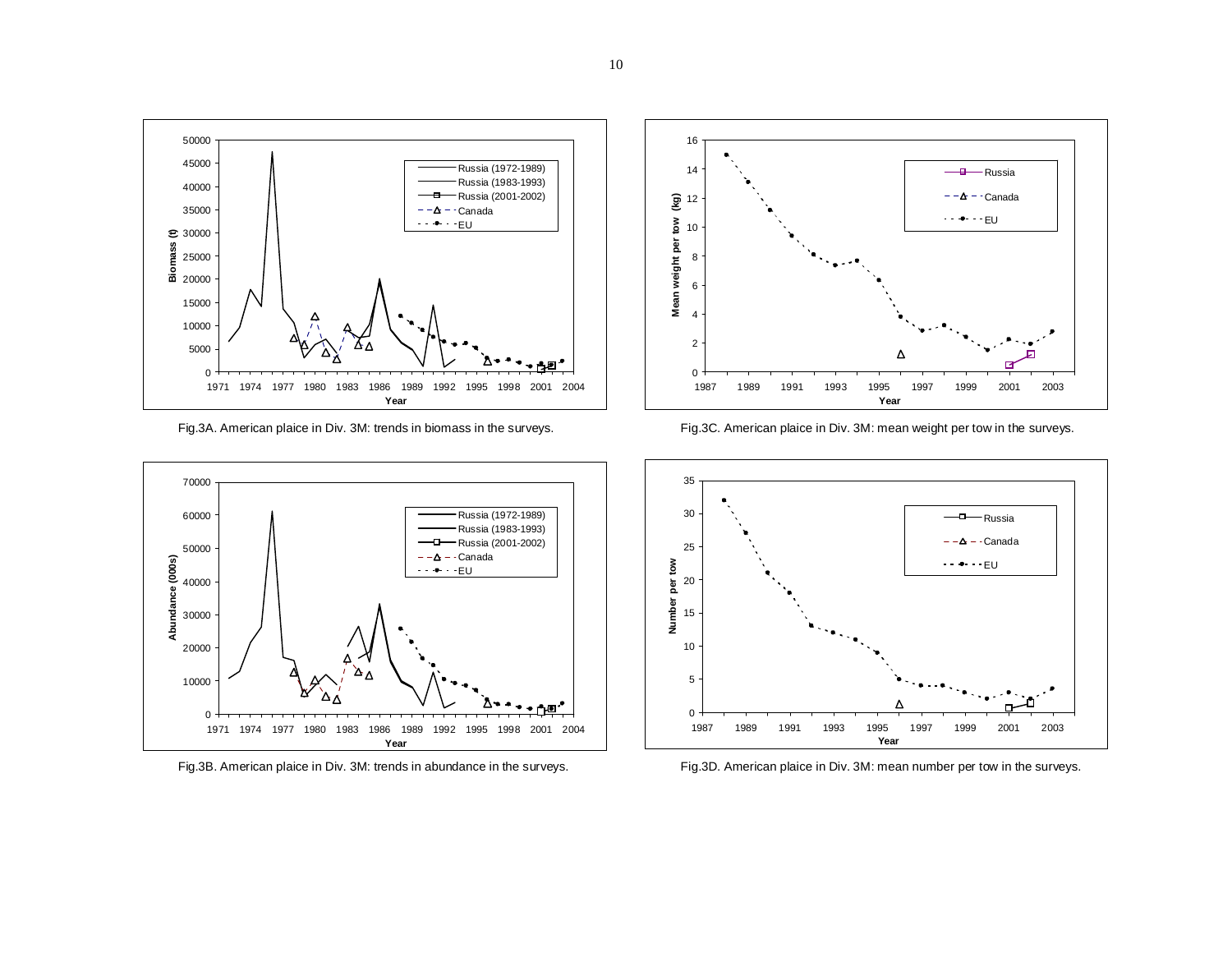Fig.3A. American plaice in Div. 3M: trends in biomass in the surveys.

Fig.3C. American plaice in Div. 3M: mean weight per tow in the surveys.

Fig.3B. American plaice in Div. 3M: trends in abundance in the surveys.

Fig.3D. American plaice in Div. 3M: mean number per tow in the surveys.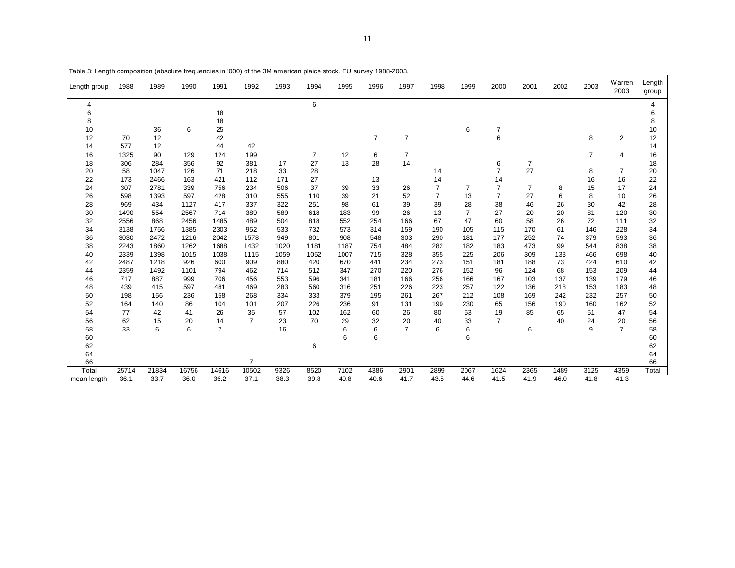Table 3: Length composition (absolute frequencies in '000) of the 3M american plaice stock, EU survey 1988-2003.

| Length group | 1988 | 1989 | 1990 | 1991 | 1992 | 1993 | 1994 | 1995 | 1996 | 1997 | 1998 | 1999 | 2000 | 2001 | 2002 | 2003 | Warren 2003 | Length group |
|---|---|---|---|---|---|---|---|---|---|---|---|---|---|---|---|---|---|---|
| 4 | | | | | | | 6 | | | | | | | | | | | 4 |
| 6 | | | | 18 | | | | | | | | | | | | | | 6 |
| 8 | | | | 18 | | | | | | | | | | | | | | 8 |
| 10 | | 36 | 6 | 25 | | | | | | | | 6 | 7 | | | | | 10 |
| 12 | 70 | 12 | | 42 | | | | | 7 | 7 | | | 6 | | | 8 | 2 | 12 |
| 14 | 577 | 12 | | 44 | 42 | | | | | | | | | | | | | 14 |
| 16 | 1325 | 90 | 129 | 124 | 199 | | 7 | 12 | 6 | 7 | | | | | | 7 | 4 | 16 |
| 18 | 306 | 284 | 356 | 92 | 381 | 17 | 27 | 13 | 28 | 14 | | | 6 | 7 | | | | 18 |
| 20 | 58 | 1047 | 126 | 71 | 218 | 33 | 28 | | | | 14 | | 7 | 27 | | 8 | 7 | 20 |
| 22 | 173 | 2466 | 163 | 421 | 112 | 171 | 27 | | 13 | | 14 | | 14 | | | 16 | 16 | 22 |
| 24 | 307 | 2781 | 339 | 756 | 234 | 506 | 37 | 39 | 33 | 26 | 7 | 7 | 7 | 7 | 8 | 15 | 17 | 24 |
| 26 | 598 | 1393 | 597 | 428 | 310 | 555 | 110 | 39 | 21 | 52 | 7 | 13 | 7 | 27 | 6 | 8 | 10 | 26 |
| 28 | 969 | 434 | 1127 | 417 | 337 | 322 | 251 | 98 | 61 | 39 | 39 | 28 | 38 | 46 | 26 | 30 | 42 | 28 |
| 30 | 1490 | 554 | 2567 | 714 | 389 | 589 | 618 | 183 | 99 | 26 | 13 | 7 | 27 | 20 | 20 | 81 | 120 | 30 |
| 32 | 2556 | 868 | 2456 | 1485 | 489 | 504 | 818 | 552 | 254 | 166 | 67 | 47 | 60 | 58 | 26 | 72 | 111 | 32 |
| 34 | 3138 | 1756 | 1385 | 2303 | 952 | 533 | 732 | 573 | 314 | 159 | 190 | 105 | 115 | 170 | 61 | 146 | 228 | 34 |
| 36 | 3030 | 2472 | 1216 | 2042 | 1578 | 949 | 801 | 908 | 548 | 303 | 290 | 181 | 177 | 252 | 74 | 379 | 593 | 36 |
| 38 | 2243 | 1860 | 1262 | 1688 | 1432 | 1020 | 1181 | 1187 | 754 | 484 | 282 | 182 | 183 | 473 | 99 | 544 | 838 | 38 |
| 40 | 2339 | 1398 | 1015 | 1038 | 1115 | 1059 | 1052 | 1007 | 715 | 328 | 355 | 225 | 206 | 309 | 133 | 466 | 698 | 40 |
| 42 | 2487 | 1218 | 926 | 600 | 909 | 880 | 420 | 670 | 441 | 234 | 273 | 151 | 181 | 188 | 73 | 424 | 610 | 42 |
| 44 | 2359 | 1492 | 1101 | 794 | 462 | 714 | 512 | 347 | 270 | 220 | 276 | 152 | 96 | 124 | 68 | 153 | 209 | 44 |
| 46 | 717 | 887 | 999 | 706 | 456 | 553 | 596 | 341 | 181 | 166 | 256 | 166 | 167 | 103 | 137 | 139 | 179 | 46 |
| 48 | 439 | 415 | 597 | 481 | 469 | 283 | 560 | 316 | 251 | 226 | 223 | 257 | 122 | 136 | 218 | 153 | 183 | 48 |
| 50 | 198 | 156 | 236 | 158 | 268 | 334 | 333 | 379 | 195 | 261 | 267 | 212 | 108 | 169 | 242 | 232 | 257 | 50 |
| 52 | 164 | 140 | 86 | 104 | 101 | 207 | 226 | 236 | 91 | 131 | 199 | 230 | 65 | 156 | 190 | 160 | 162 | 52 |
| 54 | 77 | 42 | 41 | 26 | 35 | 57 | 102 | 162 | 60 | 26 | 80 | 53 | 19 | 85 | 65 | 51 | 47 | 54 |
| 56 | 62 | 15 | 20 | 14 | 7 | 23 | 70 | 29 | 32 | 20 | 40 | 33 | 7 | | 40 | 24 | 20 | 56 |
| 58 | 33 | 6 | 6 | 7 | | 16 | | 6 | 6 | 7 | 6 | 6 | | 6 | | 9 | 7 | 58 |
| 60 | | | | | | | | 6 | 6 | | | 6 | | | | | | 60 |
| 62 | | | | | | | 6 | | | | | | | | | | | 62 |
| 64 | | | | | | | | | | | | | | | | | | 64 |
| 66 | | | | | 7 | | | | | | | | | | | | | 66 |
| Total | 25714 | 21834 | 16756 | 14616 | 10502 | 9326 | 8520 | 7102 | 4386 | 2901 | 2899 | 2067 | 1624 | 2365 | 1489 | 3125 | 4359 | Total |
| mean length | 36.1 | 33.7 | 36.0 | 36.2 | 37.1 | 38.3 | 39.8 | 40.8 | 40.6 | 41.7 | 43.5 | 44.6 | 41.5 | 41.9 | 46.0 | 41.8 | 41.3 | |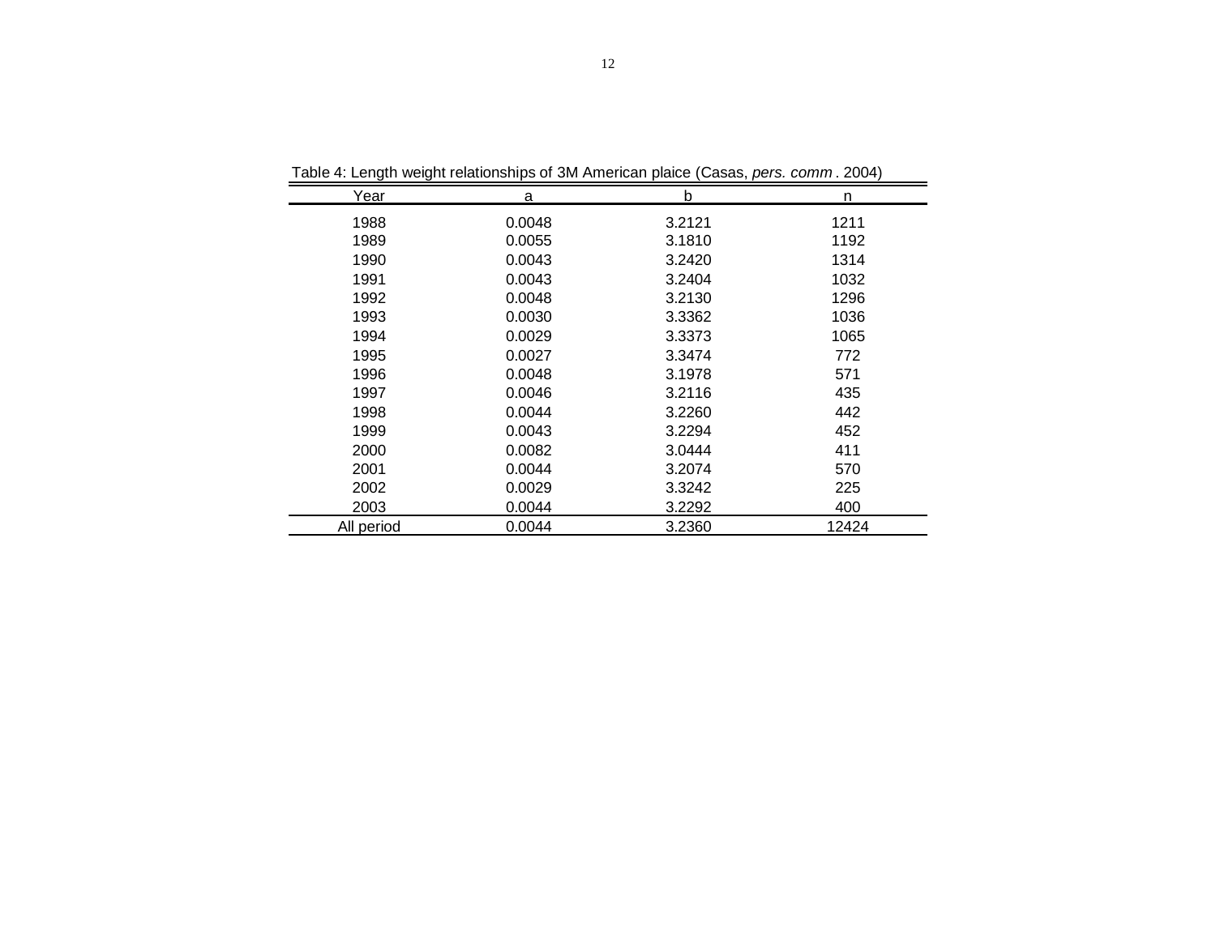Table 4: Length weight relationships of 3M American plaice (Casas, *pers. comm*. 2004)

| Year | a | b | n |
|---|---|---|---|
| 1988 | 0.0048 | 3.2121 | 1211 |
| 1989 | 0.0055 | 3.1810 | 1192 |
| 1990 | 0.0043 | 3.2420 | 1314 |
| 1991 | 0.0043 | 3.2404 | 1032 |
| 1992 | 0.0048 | 3.2130 | 1296 |
| 1993 | 0.0030 | 3.3362 | 1036 |
| 1994 | 0.0029 | 3.3373 | 1065 |
| 1995 | 0.0027 | 3.3474 | 772 |
| 1996 | 0.0048 | 3.1978 | 571 |
| 1997 | 0.0046 | 3.2116 | 435 |
| 1998 | 0.0044 | 3.2260 | 442 |
| 1999 | 0.0043 | 3.2294 | 452 |
| 2000 | 0.0082 | 3.0444 | 411 |
| 2001 | 0.0044 | 3.2074 | 570 |
| 2002 | 0.0029 | 3.3242 | 225 |
| 2003 | 0.0044 | 3.2292 | 400 |
| All period | 0.0044 | 3.2360 | 12424 |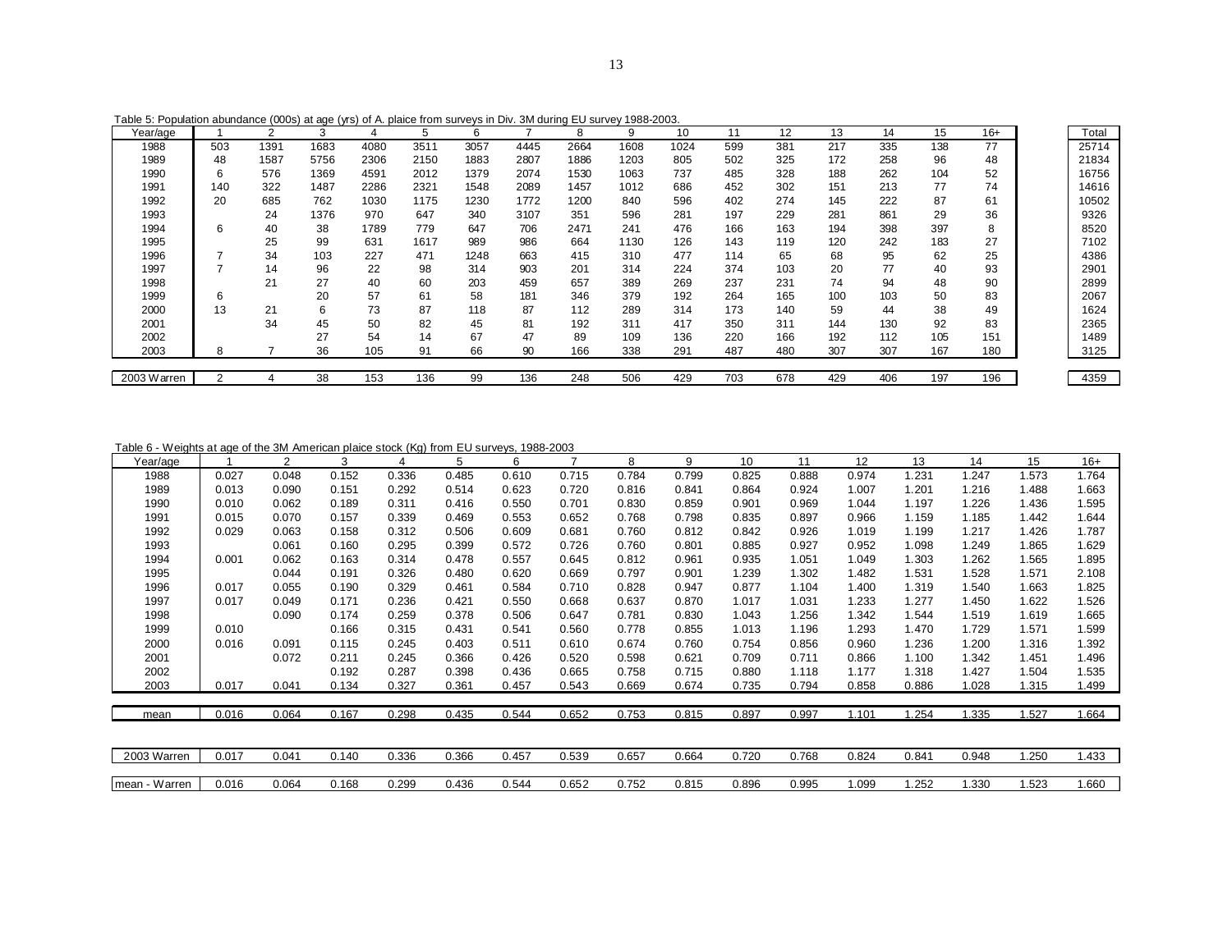Table 5: Population abundance (000s) at age (yrs) of A. plaice from surveys in Div. 3M during EU survey 1988-2003.

| Year/age | 1 | 2 | 3 | 4 | 5 | 6 | 7 | 8 | 9 | 10 | 11 | 12 | 13 | 14 | 15 | 16+ | Total |
|---|---|---|---|---|---|---|---|---|---|---|---|---|---|---|---|---|---|
| 1988 | 503 | 1391 | 1683 | 4080 | 3511 | 3057 | 4445 | 2664 | 1608 | 1024 | 599 | 381 | 217 | 335 | 138 | 77 | 25714 |
| 1989 | 48 | 1587 | 5756 | 2306 | 2150 | 1883 | 2807 | 1886 | 1203 | 805 | 502 | 325 | 172 | 258 | 96 | 48 | 21834 |
| 1990 | 6 | 576 | 1369 | 4591 | 2012 | 1379 | 2074 | 1530 | 1063 | 737 | 485 | 328 | 188 | 262 | 104 | 52 | 16756 |
| 1991 | 140 | 322 | 1487 | 2286 | 2321 | 1548 | 2089 | 1457 | 1012 | 686 | 452 | 302 | 151 | 213 | 77 | 74 | 14616 |
| 1992 | 20 | 685 | 762 | 1030 | 1175 | 1230 | 1772 | 1200 | 840 | 596 | 402 | 274 | 145 | 222 | 87 | 61 | 10502 |
| 1993 | | 24 | 1376 | 970 | 647 | 340 | 3107 | 351 | 596 | 281 | 197 | 229 | 281 | 861 | 29 | 36 | 9326 |
| 1994 | 6 | 40 | 38 | 1789 | 779 | 647 | 706 | 2471 | 241 | 476 | 166 | 163 | 194 | 398 | 397 | 8 | 8520 |
| 1995 | | 25 | 99 | 631 | 1617 | 989 | 986 | 664 | 1130 | 126 | 143 | 119 | 120 | 242 | 183 | 27 | 7102 |
| 1996 | 7 | 34 | 103 | 227 | 471 | 1248 | 663 | 415 | 310 | 477 | 114 | 65 | 68 | 95 | 62 | 25 | 4386 |
| 1997 | 7 | 14 | 96 | 22 | 98 | 314 | 903 | 201 | 314 | 224 | 374 | 103 | 20 | 77 | 40 | 93 | 2901 |
| 1998 | | 21 | 27 | 40 | 60 | 203 | 459 | 657 | 389 | 269 | 237 | 231 | 74 | 94 | 48 | 90 | 2899 |
| 1999 | 6 | | 20 | 57 | 61 | 58 | 181 | 346 | 379 | 192 | 264 | 165 | 100 | 103 | 50 | 83 | 2067 |
| 2000 | 13 | 21 | 6 | 73 | 87 | 118 | 87 | 112 | 289 | 314 | 173 | 140 | 59 | 44 | 38 | 49 | 1624 |
| 2001 | | 34 | 45 | 50 | 82 | 45 | 81 | 192 | 311 | 417 | 350 | 311 | 144 | 130 | 92 | 83 | 2365 |
| 2002 | | | 27 | 54 | 14 | 67 | 47 | 89 | 109 | 136 | 220 | 166 | 192 | 112 | 105 | 151 | 1489 |
| 2003 | 8 | 7 | 36 | 105 | 91 | 66 | 90 | 166 | 338 | 291 | 487 | 480 | 307 | 307 | 167 | 180 | 3125 |
| 2003 Warren | 2 | 4 | 38 | 153 | 136 | 99 | 136 | 248 | 506 | 429 | 703 | 678 | 429 | 406 | 197 | 196 | 4359 |

Table 6 - Weights at age of the 3M American plaice stock (Kg) from EU surveys, 1988-2003

| Year/age | 1 | 2 | 3 | 4 | 5 | 6 | 7 | 8 | 9 | 10 | 11 | 12 | 13 | 14 | 15 | 16+ |
|---|---|---|---|---|---|---|---|---|---|---|---|---|---|---|---|---|
| 1988 | 0.027 | 0.048 | 0.152 | 0.336 | 0.485 | 0.610 | 0.715 | 0.784 | 0.799 | 0.825 | 0.888 | 0.974 | 1.231 | 1.247 | 1.573 | 1.764 |
| 1989 | 0.013 | 0.090 | 0.151 | 0.292 | 0.514 | 0.623 | 0.720 | 0.816 | 0.841 | 0.864 | 0.924 | 1.007 | 1.201 | 1.216 | 1.488 | 1.663 |
| 1990 | 0.010 | 0.062 | 0.189 | 0.311 | 0.416 | 0.550 | 0.701 | 0.830 | 0.859 | 0.901 | 0.969 | 1.044 | 1.197 | 1.226 | 1.436 | 1.595 |
| 1991 | 0.015 | 0.070 | 0.157 | 0.339 | 0.469 | 0.553 | 0.652 | 0.768 | 0.798 | 0.835 | 0.897 | 0.966 | 1.159 | 1.185 | 1.442 | 1.644 |
| 1992 | 0.029 | 0.063 | 0.158 | 0.312 | 0.506 | 0.609 | 0.681 | 0.760 | 0.812 | 0.842 | 0.926 | 1.019 | 1.199 | 1.217 | 1.426 | 1.787 |
| 1993 | | 0.061 | 0.160 | 0.295 | 0.399 | 0.572 | 0.726 | 0.760 | 0.801 | 0.885 | 0.927 | 0.952 | 1.098 | 1.249 | 1.865 | 1.629 |
| 1994 | 0.001 | 0.062 | 0.163 | 0.314 | 0.478 | 0.557 | 0.645 | 0.812 | 0.961 | 0.935 | 1.051 | 1.049 | 1.303 | 1.262 | 1.565 | 1.895 |
| 1995 | | 0.044 | 0.191 | 0.326 | 0.480 | 0.620 | 0.669 | 0.797 | 0.901 | 1.239 | 1.302 | 1.482 | 1.531 | 1.528 | 1.571 | 2.108 |
| 1996 | 0.017 | 0.055 | 0.190 | 0.329 | 0.461 | 0.584 | 0.710 | 0.828 | 0.947 | 0.877 | 1.104 | 1.400 | 1.319 | 1.540 | 1.663 | 1.825 |
| 1997 | 0.017 | 0.049 | 0.171 | 0.236 | 0.421 | 0.550 | 0.668 | 0.637 | 0.870 | 1.017 | 1.031 | 1.233 | 1.277 | 1.450 | 1.622 | 1.526 |
| 1998 | | 0.090 | 0.174 | 0.259 | 0.378 | 0.506 | 0.647 | 0.781 | 0.830 | 1.043 | 1.256 | 1.342 | 1.544 | 1.519 | 1.619 | 1.665 |
| 1999 | 0.010 | | 0.166 | 0.315 | 0.431 | 0.541 | 0.560 | 0.778 | 0.855 | 1.013 | 1.196 | 1.293 | 1.470 | 1.729 | 1.571 | 1.599 |
| 2000 | 0.016 | 0.091 | 0.115 | 0.245 | 0.403 | 0.511 | 0.610 | 0.674 | 0.760 | 0.754 | 0.856 | 0.960 | 1.236 | 1.200 | 1.316 | 1.392 |
| 2001 | | 0.072 | 0.211 | 0.245 | 0.366 | 0.426 | 0.520 | 0.598 | 0.621 | 0.709 | 0.711 | 0.866 | 1.100 | 1.342 | 1.451 | 1.496 |
| 2002 | | | 0.192 | 0.287 | 0.398 | 0.436 | 0.665 | 0.758 | 0.715 | 0.880 | 1.118 | 1.177 | 1.318 | 1.427 | 1.504 | 1.535 |
| 2003 | 0.017 | 0.041 | 0.134 | 0.327 | 0.361 | 0.457 | 0.543 | 0.669 | 0.674 | 0.735 | 0.794 | 0.858 | 0.886 | 1.028 | 1.315 | 1.499 |
| mean | 0.016 | 0.064 | 0.167 | 0.298 | 0.435 | 0.544 | 0.652 | 0.753 | 0.815 | 0.897 | 0.997 | 1.101 | 1.254 | 1.335 | 1.527 | 1.664 |
| 2003 Warren | 0.017 | 0.041 | 0.140 | 0.336 | 0.366 | 0.457 | 0.539 | 0.657 | 0.664 | 0.720 | 0.768 | 0.824 | 0.841 | 0.948 | 1.250 | 1.433 |
| mean - Warren | 0.016 | 0.064 | 0.168 | 0.299 | 0.436 | 0.544 | 0.652 | 0.752 | 0.815 | 0.896 | 0.995 | 1.099 | 1.252 | 1.330 | 1.523 | 1.660 |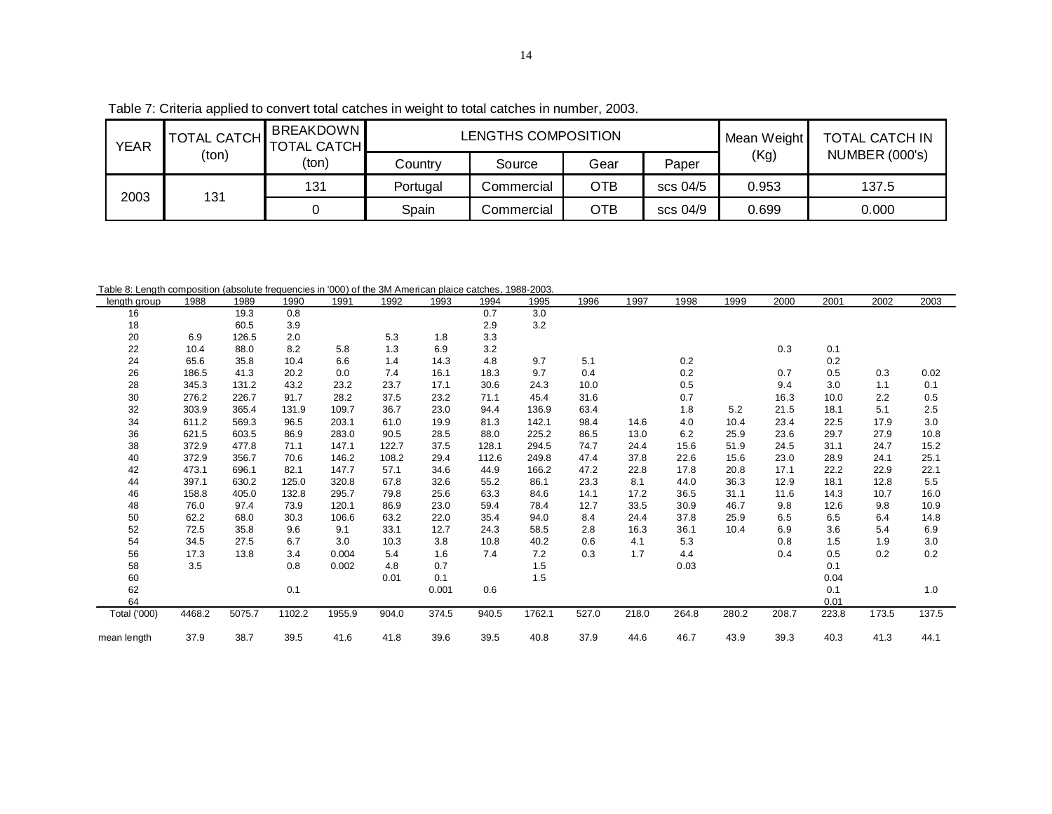Table 7: Criteria applied to convert total catches in weight to total catches in number, 2003.

| YEAR | TOTAL CATCH (ton) | BREAKDOWN TOTAL CATCH (ton) | LENGTHS COMPOSITION | | | | Mean Weight (Kg) | TOTAL CATCH IN NUMBER (000's) |
|---|---|---|---|---|---|---|---|---|
| | | | Country | Source | Gear | Paper | | |
| 2003 | 131 | 131 | Portugal | Commercial | OTB | scs 04/5 | 0.953 | 137.5 |
| | | 0 | Spain | Commercial | OTB | scs 04/9 | 0.699 | 0.000 |

Table 8: Length composition (absolute frequencies in '000) of the 3M American plaice catches, 1988-2003.

| length group | 1988 | 1989 | 1990 | 1991 | 1992 | 1993 | 1994 | 1995 | 1996 | 1997 | 1998 | 1999 | 2000 | 2001 | 2002 | 2003 |
|---|---|---|---|---|---|---|---|---|---|---|---|---|---|---|---|---|
| 16 | | 19.3 | 0.8 | | | | 0.7 | 3.0 | | | | | | | | |
| 18 | | 60.5 | 3.9 | | | | 2.9 | 3.2 | | | | | | | | |
| 20 | 6.9 | 126.5 | 2.0 | | 5.3 | 1.8 | 3.3 | | | | | | | | | |
| 22 | 10.4 | 88.0 | 8.2 | 5.8 | 1.3 | 6.9 | 3.2 | | | | | | 0.3 | 0.1 | | |
| 24 | 65.6 | 35.8 | 10.4 | 6.6 | 1.4 | 14.3 | 4.8 | 9.7 | 5.1 | | 0.2 | | | 0.2 | | |
| 26 | 186.5 | 41.3 | 20.2 | 0.0 | 7.4 | 16.1 | 18.3 | 9.7 | 0.4 | | 0.2 | | 0.7 | 0.5 | 0.3 | 0.02 |
| 28 | 345.3 | 131.2 | 43.2 | 23.2 | 23.7 | 17.1 | 30.6 | 24.3 | 10.0 | | 0.5 | | 9.4 | 3.0 | 1.1 | 0.1 |
| 30 | 276.2 | 226.7 | 91.7 | 28.2 | 37.5 | 23.2 | 71.1 | 45.4 | 31.6 | | 0.7 | | 16.3 | 10.0 | 2.2 | 0.5 |
| 32 | 303.9 | 365.4 | 131.9 | 109.7 | 36.7 | 23.0 | 94.4 | 136.9 | 63.4 | | 1.8 | 5.2 | 21.5 | 18.1 | 5.1 | 2.5 |
| 34 | 611.2 | 569.3 | 96.5 | 203.1 | 61.0 | 19.9 | 81.3 | 142.1 | 98.4 | 14.6 | 4.0 | 10.4 | 23.4 | 22.5 | 17.9 | 3.0 |
| 36 | 621.5 | 603.5 | 86.9 | 283.0 | 90.5 | 28.5 | 88.0 | 225.2 | 86.5 | 13.0 | 6.2 | 25.9 | 23.6 | 29.7 | 27.9 | 10.8 |
| 38 | 372.9 | 477.8 | 71.1 | 147.1 | 122.7 | 37.5 | 128.1 | 294.5 | 74.7 | 24.4 | 15.6 | 51.9 | 24.5 | 31.1 | 24.7 | 15.2 |
| 40 | 372.9 | 356.7 | 70.6 | 146.2 | 108.2 | 29.4 | 112.6 | 249.8 | 47.4 | 37.8 | 22.6 | 15.6 | 23.0 | 28.9 | 24.1 | 25.1 |
| 42 | 473.1 | 696.1 | 82.1 | 147.7 | 57.1 | 34.6 | 44.9 | 166.2 | 47.2 | 22.8 | 17.8 | 20.8 | 17.1 | 22.2 | 22.9 | 22.1 |
| 44 | 397.1 | 630.2 | 125.0 | 320.8 | 67.8 | 32.6 | 55.2 | 86.1 | 23.3 | 8.1 | 44.0 | 36.3 | 12.9 | 18.1 | 12.8 | 5.5 |
| 46 | 158.8 | 405.0 | 132.8 | 295.7 | 79.8 | 25.6 | 63.3 | 84.6 | 14.1 | 17.2 | 36.5 | 31.1 | 11.6 | 14.3 | 10.7 | 16.0 |
| 48 | 76.0 | 97.4 | 73.9 | 120.1 | 86.9 | 23.0 | 59.4 | 78.4 | 12.7 | 33.5 | 30.9 | 46.7 | 9.8 | 12.6 | 9.8 | 10.9 |
| 50 | 62.2 | 68.0 | 30.3 | 106.6 | 63.2 | 22.0 | 35.4 | 94.0 | 8.4 | 24.4 | 37.8 | 25.9 | 6.5 | 6.5 | 6.4 | 14.8 |
| 52 | 72.5 | 35.8 | 9.6 | 9.1 | 33.1 | 12.7 | 24.3 | 58.5 | 2.8 | 16.3 | 36.1 | 10.4 | 6.9 | 3.6 | 5.4 | 6.9 |
| 54 | 34.5 | 27.5 | 6.7 | 3.0 | 10.3 | 3.8 | 10.8 | 40.2 | 0.6 | 4.1 | 5.3 | | 0.8 | 1.5 | 1.9 | 3.0 |
| 56 | 17.3 | 13.8 | 3.4 | 0.004 | 5.4 | 1.6 | 7.4 | 7.2 | 0.3 | 1.7 | 4.4 | | 0.4 | 0.5 | 0.2 | 0.2 |
| 58 | 3.5 | | 0.8 | 0.002 | 4.8 | 0.7 | | 1.5 | | | 0.03 | | | 0.1 | | |
| 60 | | | | | 0.01 | 0.1 | | 1.5 | | | | | | 0.04 | | |
| 62 | | | 0.1 | | | 0.001 | 0.6 | | | | | | | 0.1 | | 1.0 |
| 64 | | | | | | | | | | | | | | 0.01 | | |
| Total ('000) | 4468.2 | 5075.7 | 1102.2 | 1955.9 | 904.0 | 374.5 | 940.5 | 1762.1 | 527.0 | 218.0 | 264.8 | 280.2 | 208.7 | 223.8 | 173.5 | 137.5 |
| mean length | 37.9 | 38.7 | 39.5 | 41.6 | 41.8 | 39.6 | 39.5 | 40.8 | 37.9 | 44.6 | 46.7 | 43.9 | 39.3 | 40.3 | 41.3 | 44.1 |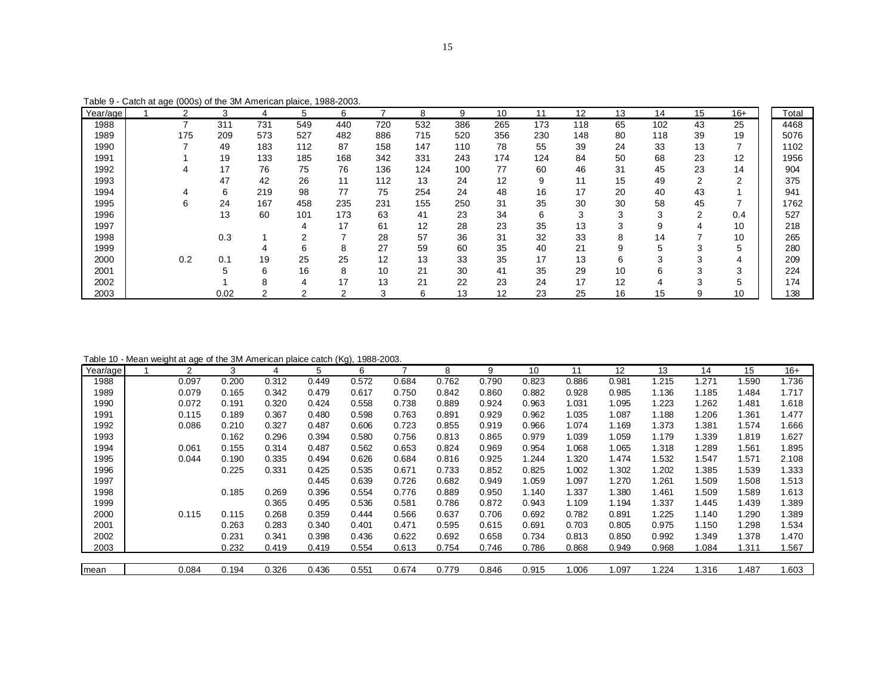Table 9 - Catch at age (000s) of the 3M American plaice, 1988-2003.

| Year/age | 1 | 2 | 3 | 4 | 5 | 6 | 7 | 8 | 9 | 10 | 11 | 12 | 13 | 14 | 15 | 16+ | Total |
|---|---|---|---|---|---|---|---|---|---|---|---|---|---|---|---|---|---|
| 1988 | | 7 | 311 | 731 | 549 | 440 | 720 | 532 | 386 | 265 | 173 | 118 | 65 | 102 | 43 | 25 | 4468 |
| 1989 | | 175 | 209 | 573 | 527 | 482 | 886 | 715 | 520 | 356 | 230 | 148 | 80 | 118 | 39 | 19 | 5076 |
| 1990 | | 7 | 49 | 183 | 112 | 87 | 158 | 147 | 110 | 78 | 55 | 39 | 24 | 33 | 13 | 7 | 1102 |
| 1991 | | 1 | 19 | 133 | 185 | 168 | 342 | 331 | 243 | 174 | 124 | 84 | 50 | 68 | 23 | 12 | 1956 |
| 1992 | | 4 | 17 | 76 | 75 | 76 | 136 | 124 | 100 | 77 | 60 | 46 | 31 | 45 | 23 | 14 | 904 |
| 1993 | | | 47 | 42 | 26 | 11 | 112 | 13 | 24 | 12 | 9 | 11 | 15 | 49 | 2 | 2 | 375 |
| 1994 | | 4 | 6 | 219 | 98 | 77 | 75 | 254 | 24 | 48 | 16 | 17 | 20 | 40 | 43 | 1 | 941 |
| 1995 | | 6 | 24 | 167 | 458 | 235 | 231 | 155 | 250 | 31 | 35 | 30 | 30 | 58 | 45 | 7 | 1762 |
| 1996 | | | 13 | 60 | 101 | 173 | 63 | 41 | 23 | 34 | 6 | 3 | 3 | 3 | 2 | 0.4 | 527 |
| 1997 | | | | | 4 | 17 | 61 | 12 | 28 | 23 | 35 | 13 | 3 | 9 | 4 | 10 | 218 |
| 1998 | | | 0.3 | 1 | 2 | 7 | 28 | 57 | 36 | 31 | 32 | 33 | 8 | 14 | 7 | 10 | 265 |
| 1999 | | | | 4 | 6 | 8 | 27 | 59 | 60 | 35 | 40 | 21 | 9 | 5 | 3 | 5 | 280 |
| 2000 | | 0.2 | 0.1 | 19 | 25 | 25 | 12 | 13 | 33 | 35 | 17 | 13 | 6 | 3 | 3 | 4 | 209 |
| 2001 | | | 5 | 6 | 16 | 8 | 10 | 21 | 30 | 41 | 35 | 29 | 10 | 6 | 3 | 3 | 224 |
| 2002 | | | 1 | 8 | 4 | 17 | 13 | 21 | 22 | 23 | 24 | 17 | 12 | 4 | 3 | 5 | 174 |
| 2003 | | | 0.02 | 2 | 2 | 2 | 3 | 6 | 13 | 12 | 23 | 25 | 16 | 15 | 9 | 10 | 138 |

Table 10 - Mean weight at age of the 3M American plaice catch (Kg), 1988-2003.

| Year/age | 1 | 2 | 3 | 4 | 5 | 6 | 7 | 8 | 9 | 10 | 11 | 12 | 13 | 14 | 15 | 16+ |
|---|---|---|---|---|---|---|---|---|---|---|---|---|---|---|---|---|
| 1988 | | 0.097 | 0.200 | 0.312 | 0.449 | 0.572 | 0.684 | 0.762 | 0.790 | 0.823 | 0.886 | 0.981 | 1.215 | 1.271 | 1.590 | 1.736 |
| 1989 | | 0.079 | 0.165 | 0.342 | 0.479 | 0.617 | 0.750 | 0.842 | 0.860 | 0.882 | 0.928 | 0.985 | 1.136 | 1.185 | 1.484 | 1.717 |
| 1990 | | 0.072 | 0.191 | 0.320 | 0.424 | 0.558 | 0.738 | 0.889 | 0.924 | 0.963 | 1.031 | 1.095 | 1.223 | 1.262 | 1.481 | 1.618 |
| 1991 | | 0.115 | 0.189 | 0.367 | 0.480 | 0.598 | 0.763 | 0.891 | 0.929 | 0.962 | 1.035 | 1.087 | 1.188 | 1.206 | 1.361 | 1.477 |
| 1992 | | 0.086 | 0.210 | 0.327 | 0.487 | 0.606 | 0.723 | 0.855 | 0.919 | 0.966 | 1.074 | 1.169 | 1.373 | 1.381 | 1.574 | 1.666 |
| 1993 | | | 0.162 | 0.296 | 0.394 | 0.580 | 0.756 | 0.813 | 0.865 | 0.979 | 1.039 | 1.059 | 1.179 | 1.339 | 1.819 | 1.627 |
| 1994 | | 0.061 | 0.155 | 0.314 | 0.487 | 0.562 | 0.653 | 0.824 | 0.969 | 0.954 | 1.068 | 1.065 | 1.318 | 1.289 | 1.561 | 1.895 |
| 1995 | | 0.044 | 0.190 | 0.335 | 0.494 | 0.626 | 0.684 | 0.816 | 0.925 | 1.244 | 1.320 | 1.474 | 1.532 | 1.547 | 1.571 | 2.108 |
| 1996 | | | 0.225 | 0.331 | 0.425 | 0.535 | 0.671 | 0.733 | 0.852 | 0.825 | 1.002 | 1.302 | 1.202 | 1.385 | 1.539 | 1.333 |
| 1997 | | | | | 0.445 | 0.639 | 0.726 | 0.682 | 0.949 | 1.059 | 1.097 | 1.270 | 1.261 | 1.509 | 1.508 | 1.513 |
| 1998 | | | 0.185 | 0.269 | 0.396 | 0.554 | 0.776 | 0.889 | 0.950 | 1.140 | 1.337 | 1.380 | 1.461 | 1.509 | 1.589 | 1.613 |
| 1999 | | | | 0.365 | 0.495 | 0.536 | 0.581 | 0.786 | 0.872 | 0.943 | 1.109 | 1.194 | 1.337 | 1.445 | 1.439 | 1.389 |
| 2000 | | 0.115 | 0.115 | 0.268 | 0.359 | 0.444 | 0.566 | 0.637 | 0.706 | 0.692 | 0.782 | 0.891 | 1.225 | 1.140 | 1.290 | 1.389 |
| 2001 | | | 0.263 | 0.283 | 0.340 | 0.401 | 0.471 | 0.595 | 0.615 | 0.691 | 0.703 | 0.805 | 0.975 | 1.150 | 1.298 | 1.534 |
| 2002 | | | 0.231 | 0.341 | 0.398 | 0.436 | 0.622 | 0.692 | 0.658 | 0.734 | 0.813 | 0.850 | 0.992 | 1.349 | 1.378 | 1.470 |
| 2003 | | | 0.232 | 0.419 | 0.419 | 0.554 | 0.613 | 0.754 | 0.746 | 0.786 | 0.868 | 0.949 | 0.968 | 1.084 | 1.311 | 1.567 |
| mean | | 0.084 | 0.194 | 0.326 | 0.436 | 0.551 | 0.674 | 0.779 | 0.846 | 0.915 | 1.006 | 1.097 | 1.224 | 1.316 | 1.487 | 1.603 |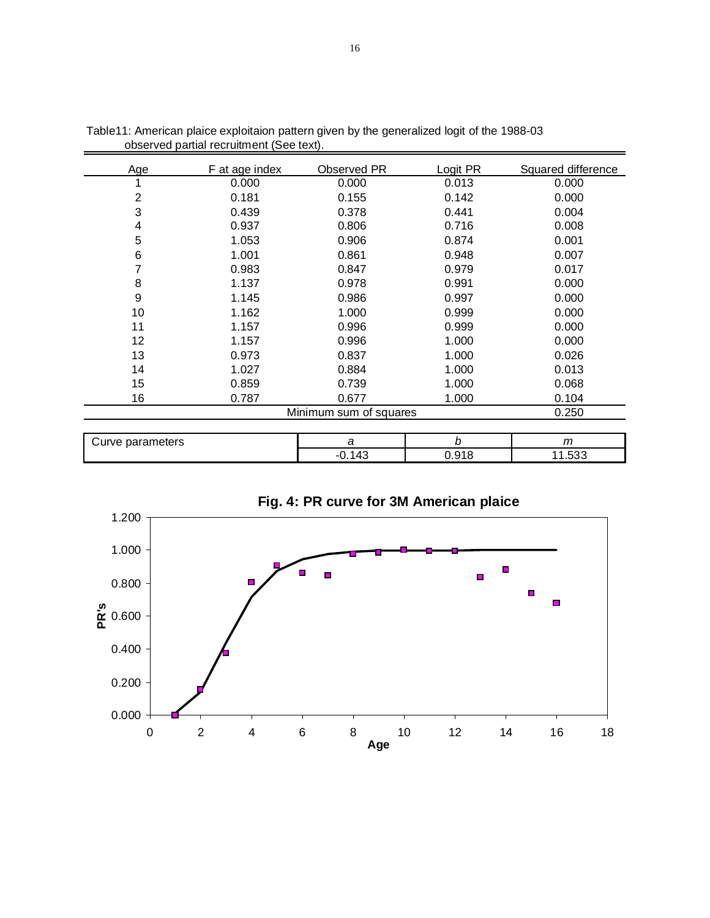Table11: American plaice exploitaion pattern given by the generalized logit of the 1988-03 observed partial recruitment (See text).

| Age | F at age index | Observed PR | Logit PR | Squared difference |
|---|---|---|---|---|
| 1 | 0.000 | 0.000 | 0.013 | 0.000 |
| 2 | 0.181 | 0.155 | 0.142 | 0.000 |
| 3 | 0.439 | 0.378 | 0.441 | 0.004 |
| 4 | 0.937 | 0.806 | 0.716 | 0.008 |
| 5 | 1.053 | 0.906 | 0.874 | 0.001 |
| 6 | 1.001 | 0.861 | 0.948 | 0.007 |
| 7 | 0.983 | 0.847 | 0.979 | 0.017 |
| 8 | 1.137 | 0.978 | 0.991 | 0.000 |
| 9 | 1.145 | 0.986 | 0.997 | 0.000 |
| 10 | 1.162 | 1.000 | 0.999 | 0.000 |
| 11 | 1.157 | 0.996 | 0.999 | 0.000 |
| 12 | 1.157 | 0.996 | 1.000 | 0.000 |
| 13 | 0.973 | 0.837 | 1.000 | 0.026 |
| 14 | 1.027 | 0.884 | 1.000 | 0.013 |
| 15 | 0.859 | 0.739 | 1.000 | 0.068 |
| 16 | 0.787 | 0.677 | 1.000 | 0.104 |
| | | Minimum sum of squares | | 0.250 |

| Curve parameters | *a* | *b* | *m* |
|---|---|---|---|
| | -0.143 | 0.918 | 11.533 |

**Fig. 4: PR curve for 3M American plaice**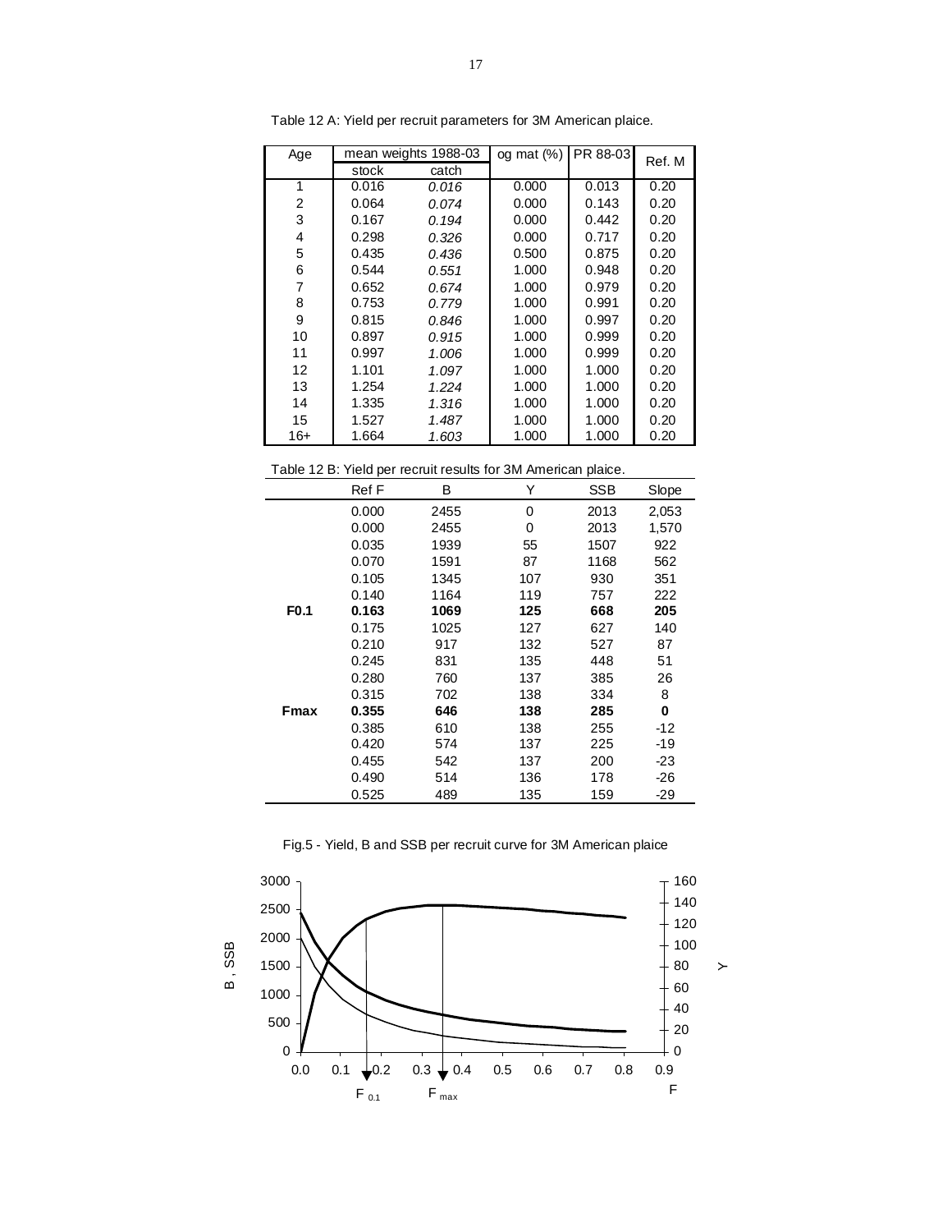Table 12 A: Yield per recruit parameters for 3M American plaice.

| Age | mean weights 1988-03 | | og mat (%) | PR 88-03 | Ref. M |
|---|---|---|---|---|---|
| | stock | catch | | | |
| 1 | 0.016 | *0.016* | 0.000 | 0.013 | 0.20 |
| 2 | 0.064 | *0.074* | 0.000 | 0.143 | 0.20 |
| 3 | 0.167 | *0.194* | 0.000 | 0.442 | 0.20 |
| 4 | 0.298 | *0.326* | 0.000 | 0.717 | 0.20 |
| 5 | 0.435 | *0.436* | 0.500 | 0.875 | 0.20 |
| 6 | 0.544 | *0.551* | 1.000 | 0.948 | 0.20 |
| 7 | 0.652 | *0.674* | 1.000 | 0.979 | 0.20 |
| 8 | 0.753 | *0.779* | 1.000 | 0.991 | 0.20 |
| 9 | 0.815 | *0.846* | 1.000 | 0.997 | 0.20 |
| 10 | 0.897 | *0.915* | 1.000 | 0.999 | 0.20 |
| 11 | 0.997 | *1.006* | 1.000 | 0.999 | 0.20 |
| 12 | 1.101 | *1.097* | 1.000 | 1.000 | 0.20 |
| 13 | 1.254 | *1.224* | 1.000 | 1.000 | 0.20 |
| 14 | 1.335 | *1.316* | 1.000 | 1.000 | 0.20 |
| 15 | 1.527 | *1.487* | 1.000 | 1.000 | 0.20 |
| 16+ | 1.664 | *1.603* | 1.000 | 1.000 | 0.20 |

Table 12 B: Yield per recruit results for 3M American plaice.

| | Ref F | B | Y | SSB | Slope |
|---|---|---|---|---|---|
| | 0.000 | 2455 | 0 | 2013 | 2,053 |
| | 0.000 | 2455 | 0 | 2013 | 1,570 |
| | 0.035 | 1939 | 55 | 1507 | 922 |
| | 0.070 | 1591 | 87 | 1168 | 562 |
| | 0.105 | 1345 | 107 | 930 | 351 |
| | 0.140 | 1164 | 119 | 757 | 222 |
| **F0.1** | **0.163** | **1069** | **125** | **668** | **205** |
| | 0.175 | 1025 | 127 | 627 | 140 |
| | 0.210 | 917 | 132 | 527 | 87 |
| | 0.245 | 831 | 135 | 448 | 51 |
| | 0.280 | 760 | 137 | 385 | 26 |
| | 0.315 | 702 | 138 | 334 | 8 |
| **Fmax** | **0.355** | **646** | **138** | **285** | **0** |
| | 0.385 | 610 | 138 | 255 | -12 |
| | 0.420 | 574 | 137 | 225 | -19 |
| | 0.455 | 542 | 137 | 200 | -23 |
| | 0.490 | 514 | 136 | 178 | -26 |
| | 0.525 | 489 | 135 | 159 | -29 |

Fig.5 - Yield, B and SSB per recruit curve for 3M American plaice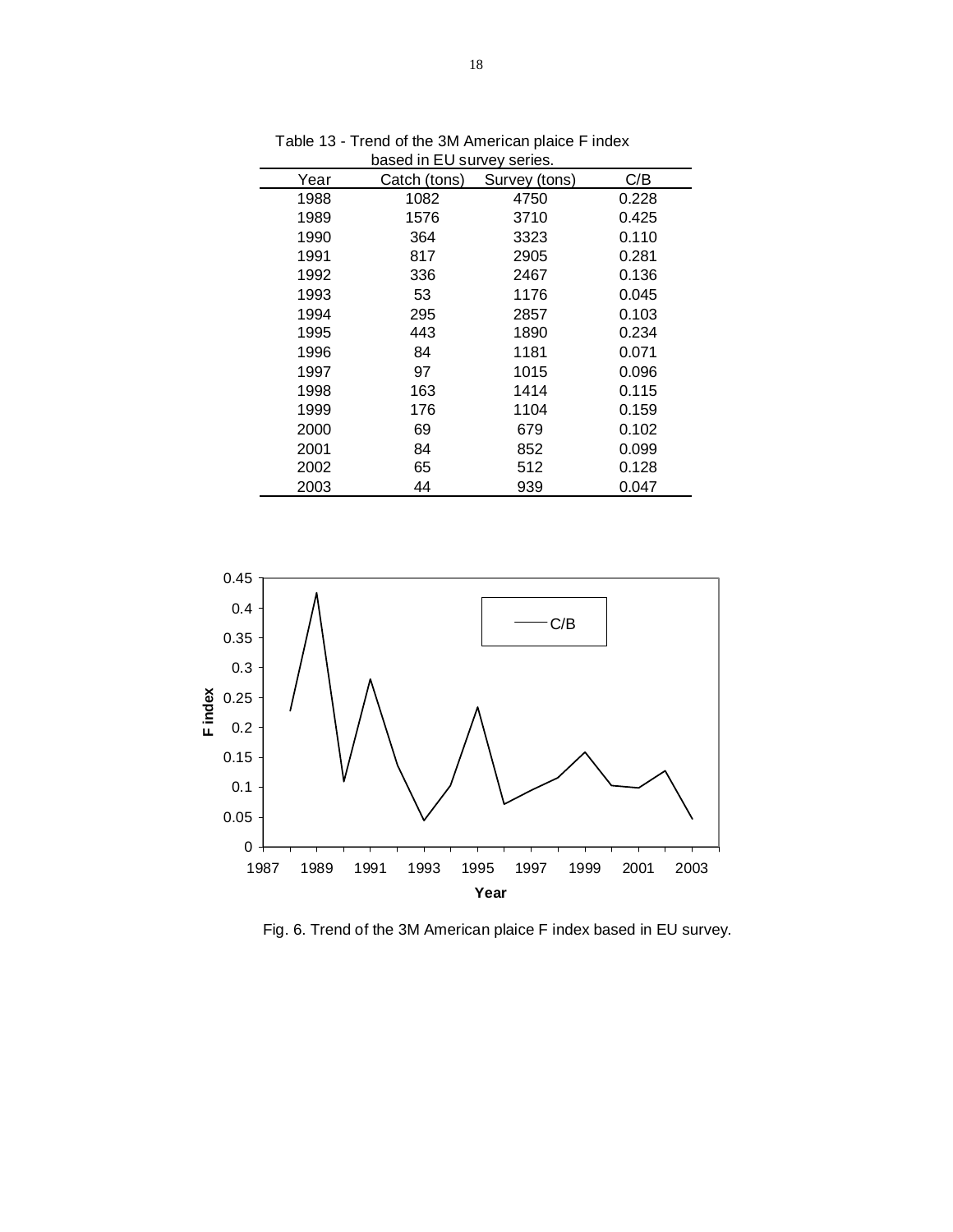Table 13 - Trend of the 3M American plaice F index based in EU survey series.

| Year | Catch (tons) | Survey (tons) | C/B |
|---|---|---|---|
| 1988 | 1082 | 4750 | 0.228 |
| 1989 | 1576 | 3710 | 0.425 |
| 1990 | 364 | 3323 | 0.110 |
| 1991 | 817 | 2905 | 0.281 |
| 1992 | 336 | 2467 | 0.136 |
| 1993 | 53 | 1176 | 0.045 |
| 1994 | 295 | 2857 | 0.103 |
| 1995 | 443 | 1890 | 0.234 |
| 1996 | 84 | 1181 | 0.071 |
| 1997 | 97 | 1015 | 0.096 |
| 1998 | 163 | 1414 | 0.115 |
| 1999 | 176 | 1104 | 0.159 |
| 2000 | 69 | 679 | 0.102 |
| 2001 | 84 | 852 | 0.099 |
| 2002 | 65 | 512 | 0.128 |
| 2003 | 44 | 939 | 0.047 |

Fig. 6. Trend of the 3M American plaice F index based in EU survey.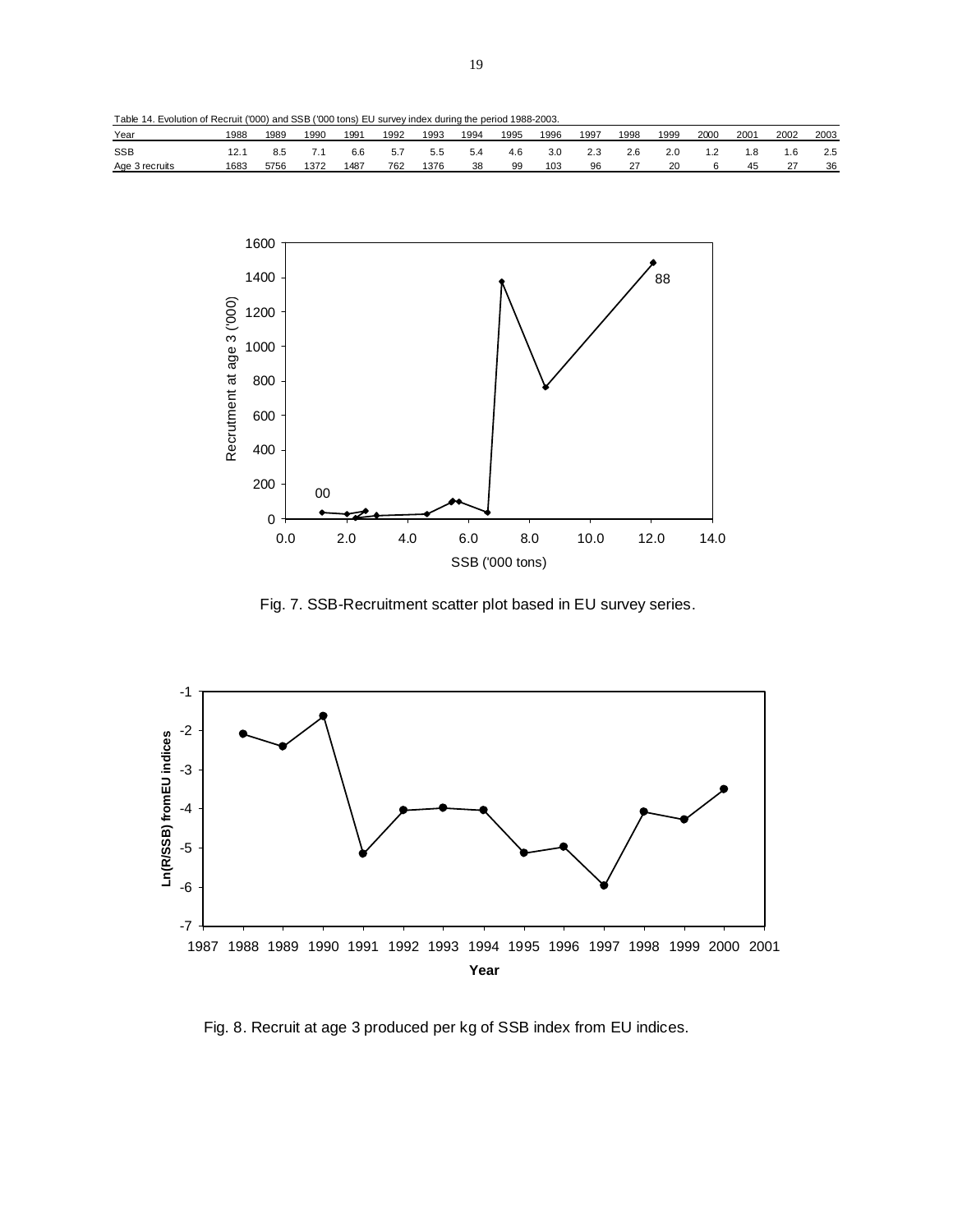Table 14. Evolution of Recruit ('000) and SSB ('000 tons) EU survey index during the period 1988-2003.

| Year | 1988 | 1989 | 1990 | 1991 | 1992 | 1993 | 1994 | 1995 | 1996 | 1997 | 1998 | 1999 | 2000 | 2001 | 2002 | 2003 |
|---|---|---|---|---|---|---|---|---|---|---|---|---|---|---|---|---|
| SSB | 12.1 | 8.5 | 7.1 | 6.6 | 5.7 | 5.5 | 5.4 | 4.6 | 3.0 | 2.3 | 2.6 | 2.0 | 1.2 | 1.8 | 1.6 | 2.5 |
| Age 3 recruits | 1683 | 5756 | 1372 | 1487 | 762 | 1376 | 38 | 99 | 103 | 96 | 27 | 20 | 6 | 45 | 27 | 36 |

Fig. 7. SSB-Recruitment scatter plot based in EU survey series.

Fig. 8. Recruit at age 3 produced per kg of SSB index from EU indices.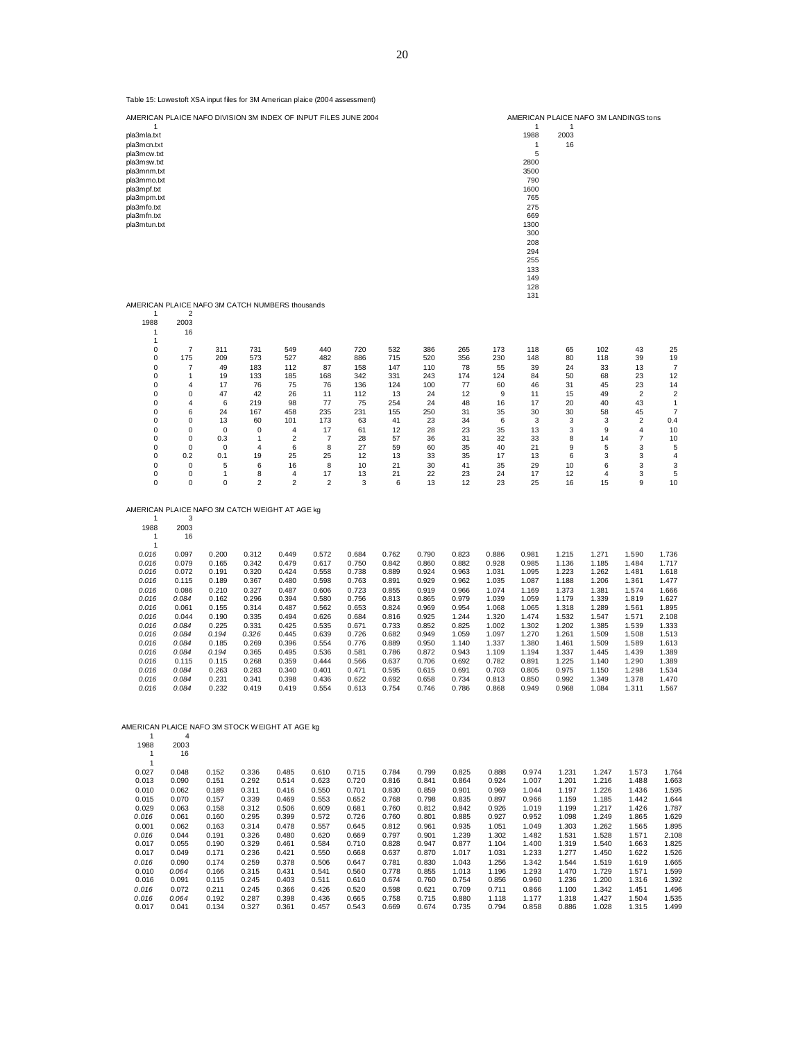Table 15: Lowestoft XSA input files for 3M American plaice (2004 assessment)

AMERICAN PLAICE NAFO DIVISION 3M INDEX OF INPUT FILES JUNE 2004

```
1
pla3mla.txt
pla3mcn.txt
pla3mcw.txt
pla3msw.txt
pla3mnm.txt
pla3mmo.txt
pla3mpf.txt
pla3mpm.txt
pla3mfo.txt
pla3mfn.txt
pla3mtun.txt
```

AMERICAN PLAICE NAFO 3M LANDINGS tons

```
1      1
1988   2003
1      16
5
2800
3500
790
1600
765
275
669
1300
300
208
294
255
133
149
128
131
```

AMERICAN PLAICE NAFO 3M CATCH NUMBERS thousands

```
1      2
1988   2003
1      16
1
0   7     311   731   549   440   720   532   386   265   173   118   65    102   43    25
0   175   209   573   527   482   886   715   520   356   230   148   80    118   39    19
0   7     49    183   112   87    158   147   110   78    55    39    24    33    13    7
0   1     19    133   185   168   342   331   243   174   124   84    50    68    23    12
0   4     17    76    75    76    136   124   100   77    60    46    31    45    23    14
0   0     47    42    26    11    112   13    24    12    9     11    15    49    2     2
0   4     6     219   98    77    75    254   24    48    16    17    20    40    43    1
0   6     24    167   458   235   231   155   250   31    35    30    30    58    45    7
0   0     13    60    101   173   63    41    23    34    6     3     3     3     2     0.4
0   0     0     0     4     17    61    12    28    23    35    13    3     9     4     10
0   0     0.3   1     2     7     28    57    36    31    32    33    8     14    7     10
0   0     0     4     6     8     27    59    60    35    40    21    9     5     3     5
0   0.2   0.1   19    25    25    12    13    33    35    17    13    6     3     3     4
0   0     5     6     16    8     10    21    30    41    35    29    10    6     3     3
0   0     1     8     4     17    13    21    22    23    24    17    12    4     3     5
0   0     0     2     2     2     3     6     13    12    23    25    16    15    9     10
```

AMERICAN PLAICE NAFO 3M CATCH WEIGHT AT AGE kg

```
1      3
1988   2003
1      16
1
0.016  0.097  0.200  0.312  0.449  0.572  0.684  0.762  0.790  0.823  0.886  0.981  1.215  1.271  1.590  1.736
0.016  0.079  0.165  0.342  0.479  0.617  0.750  0.842  0.860  0.882  0.928  0.985  1.136  1.185  1.484  1.717
0.016  0.072  0.191  0.320  0.424  0.558  0.738  0.889  0.924  0.963  1.031  1.095  1.223  1.262  1.481  1.618
0.016  0.115  0.189  0.367  0.480  0.598  0.763  0.891  0.929  0.962  1.035  1.087  1.188  1.206  1.361  1.477
0.016  0.086  0.210  0.327  0.487  0.606  0.723  0.855  0.919  0.966  1.074  1.169  1.373  1.381  1.574  1.666
0.016  0.084  0.162  0.296  0.394  0.580  0.756  0.813  0.865  0.979  1.039  1.059  1.179  1.339  1.819  1.627
0.016  0.061  0.155  0.314  0.487  0.562  0.653  0.824  0.969  0.954  1.068  1.065  1.318  1.289  1.561  1.895
0.016  0.044  0.190  0.335  0.494  0.626  0.684  0.816  0.925  1.244  1.320  1.474  1.532  1.547  1.571  2.108
0.016  0.084  0.225  0.331  0.425  0.535  0.671  0.733  0.852  0.825  1.002  1.302  1.202  1.385  1.539  1.333
0.016  0.084  0.194  0.326  0.445  0.639  0.726  0.682  0.949  1.059  1.097  1.270  1.261  1.509  1.508  1.513
0.016  0.084  0.185  0.269  0.396  0.554  0.776  0.889  0.950  1.140  1.337  1.380  1.461  1.509  1.589  1.613
0.016  0.084  0.194  0.365  0.495  0.536  0.581  0.786  0.872  0.943  1.109  1.194  1.337  1.445  1.439  1.389
0.016  0.115  0.115  0.268  0.359  0.444  0.566  0.637  0.706  0.692  0.782  0.891  1.225  1.140  1.290  1.389
0.016  0.084  0.263  0.283  0.340  0.401  0.471  0.595  0.615  0.691  0.703  0.805  0.975  1.150  1.298  1.534
0.016  0.084  0.231  0.341  0.398  0.436  0.622  0.692  0.658  0.734  0.813  0.850  0.992  1.349  1.378  1.470
0.016  0.084  0.232  0.419  0.419  0.554  0.613  0.754  0.746  0.786  0.868  0.949  0.968  1.084  1.311  1.567
```

AMERICAN PLAICE NAFO 3M STOCK WEIGHT AT AGE kg

```
1      4
1988   2003
1      16
1
0.027  0.048  0.152  0.336  0.485  0.610  0.715  0.784  0.799  0.825  0.888  0.974  1.231  1.247  1.573  1.764
0.013  0.090  0.151  0.292  0.514  0.623  0.720  0.816  0.841  0.864  0.924  1.007  1.201  1.216  1.488  1.663
0.010  0.062  0.189  0.311  0.416  0.550  0.701  0.830  0.859  0.901  0.969  1.044  1.197  1.226  1.436  1.595
0.015  0.070  0.157  0.339  0.469  0.553  0.652  0.768  0.798  0.835  0.897  0.966  1.159  1.185  1.442  1.644
0.029  0.063  0.158  0.312  0.506  0.609  0.681  0.760  0.812  0.842  0.926  1.019  1.199  1.217  1.426  1.787
0.016  0.061  0.160  0.295  0.399  0.572  0.726  0.760  0.801  0.885  0.927  0.952  1.098  1.249  1.865  1.629
0.001  0.062  0.163  0.314  0.478  0.557  0.645  0.812  0.961  0.935  1.051  1.049  1.303  1.262  1.565  1.895
0.016  0.044  0.191  0.326  0.480  0.620  0.669  0.797  0.901  1.239  1.302  1.482  1.531  1.528  1.571  2.108
0.017  0.055  0.190  0.329  0.461  0.584  0.710  0.828  0.947  0.877  1.104  1.400  1.319  1.540  1.663  1.825
0.017  0.049  0.171  0.236  0.421  0.550  0.668  0.637  0.870  1.017  1.031  1.233  1.277  1.450  1.622  1.526
0.016  0.090  0.174  0.259  0.378  0.506  0.647  0.781  0.830  1.043  1.256  1.342  1.544  1.519  1.619  1.665
0.010  0.064  0.166  0.315  0.431  0.541  0.560  0.778  0.855  1.013  1.196  1.293  1.470  1.729  1.571  1.599
0.016  0.091  0.115  0.245  0.403  0.511  0.610  0.674  0.760  0.754  0.856  0.960  1.236  1.200  1.316  1.392
0.016  0.072  0.211  0.245  0.366  0.426  0.520  0.598  0.621  0.709  0.711  0.866  1.100  1.342  1.451  1.496
0.016  0.064  0.192  0.287  0.398  0.436  0.665  0.758  0.715  0.880  1.118  1.177  1.318  1.427  1.504  1.535
0.017  0.041  0.134  0.327  0.361  0.457  0.543  0.669  0.674  0.735  0.794  0.858  0.886  1.028  1.315  1.499
```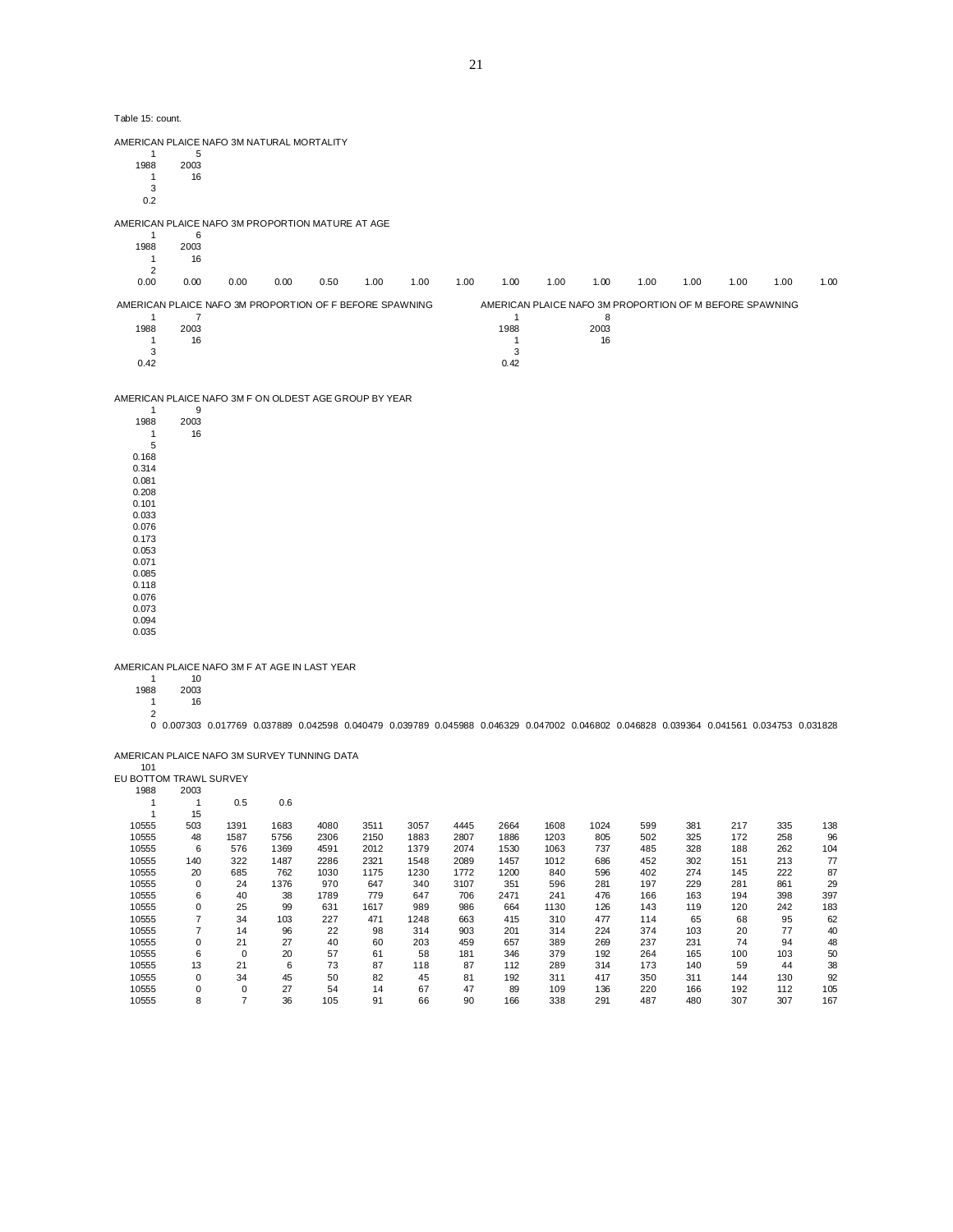Table 15: count.

AMERICAN PLAICE NAFO 3M NATURAL MORTALITY

```
1      5
1988   2003
1      16
3
0.2
```

AMERICAN PLAICE NAFO 3M PROPORTION MATURE AT AGE

```
1      6
1988   2003
1      16
2
0.00   0.00   0.00   0.00   0.50   1.00   1.00   1.00   1.00   1.00   1.00   1.00   1.00   1.00   1.00   1.00
```

AMERICAN PLAICE NAFO 3M PROPORTION OF F BEFORE SPAWNING

```
1      7
1988   2003
1      16
3
0.42
```

AMERICAN PLAICE NAFO 3M PROPORTION OF M BEFORE SPAWNING

```
1      8
1988   2003
1      16
3
0.42
```

AMERICAN PLAICE NAFO 3M F ON OLDEST AGE GROUP BY YEAR

```
1      9
1988   2003
1      16
5
0.168
0.314
0.081
0.208
0.101
0.033
0.076
0.173
0.053
0.071
0.085
0.118
0.076
0.073
0.094
0.035
```

AMERICAN PLAICE NAFO 3M F AT AGE IN LAST YEAR

```
1      10
1988   2003
1      16
2
0 0.007303 0.017769 0.037889 0.042598 0.040479 0.039789 0.045988 0.046329 0.047002 0.046802 0.046828 0.039364 0.041561 0.034753 0.031828
```

AMERICAN PLAICE NAFO 3M SURVEY TUNNING DATA

```
101
EU BOTTOM TRAWL SURVEY
1988   2003
1      1      0.5    0.6
1      15
```

| | | | | | | | | | | | | | | | |
|---|---|---|---|---|---|---|---|---|---|---|---|---|---|---|---|
| 10555 | 503 | 1391 | 1683 | 4080 | 3511 | 3057 | 4445 | 2664 | 1608 | 1024 | 599 | 381 | 217 | 335 | 138 |
| 10555 | 48 | 1587 | 5756 | 2306 | 2150 | 1883 | 2807 | 1886 | 1203 | 805 | 502 | 325 | 172 | 258 | 96 |
| 10555 | 6 | 576 | 1369 | 4591 | 2012 | 1379 | 2074 | 1530 | 1063 | 737 | 485 | 328 | 188 | 262 | 104 |
| 10555 | 140 | 322 | 1487 | 2286 | 2321 | 1548 | 2089 | 1457 | 1012 | 686 | 452 | 302 | 151 | 213 | 77 |
| 10555 | 20 | 685 | 762 | 1030 | 1175 | 1230 | 1772 | 1200 | 840 | 596 | 402 | 274 | 145 | 222 | 87 |
| 10555 | 0 | 24 | 1376 | 970 | 647 | 340 | 3107 | 351 | 596 | 281 | 197 | 229 | 281 | 861 | 29 |
| 10555 | 6 | 40 | 38 | 1789 | 779 | 647 | 706 | 2471 | 241 | 476 | 166 | 163 | 194 | 398 | 397 |
| 10555 | 0 | 25 | 99 | 631 | 1617 | 989 | 986 | 664 | 1130 | 126 | 143 | 119 | 120 | 242 | 183 |
| 10555 | 7 | 34 | 103 | 227 | 471 | 1248 | 663 | 415 | 310 | 477 | 114 | 65 | 68 | 95 | 62 |
| 10555 | 7 | 14 | 96 | 22 | 98 | 314 | 903 | 201 | 314 | 224 | 374 | 103 | 20 | 77 | 40 |
| 10555 | 0 | 21 | 27 | 40 | 60 | 203 | 459 | 657 | 389 | 269 | 237 | 231 | 74 | 94 | 48 |
| 10555 | 6 | 0 | 20 | 57 | 61 | 58 | 181 | 346 | 379 | 192 | 264 | 165 | 100 | 103 | 50 |
| 10555 | 13 | 21 | 6 | 73 | 87 | 118 | 87 | 112 | 289 | 314 | 173 | 140 | 59 | 44 | 38 |
| 10555 | 0 | 34 | 45 | 50 | 82 | 45 | 81 | 192 | 311 | 417 | 350 | 311 | 144 | 130 | 92 |
| 10555 | 0 | 0 | 27 | 54 | 14 | 67 | 47 | 89 | 109 | 136 | 220 | 166 | 192 | 112 | 105 |
| 10555 | 8 | 7 | 36 | 105 | 91 | 66 | 90 | 166 | 338 | 291 | 487 | 480 | 307 | 307 | 167 |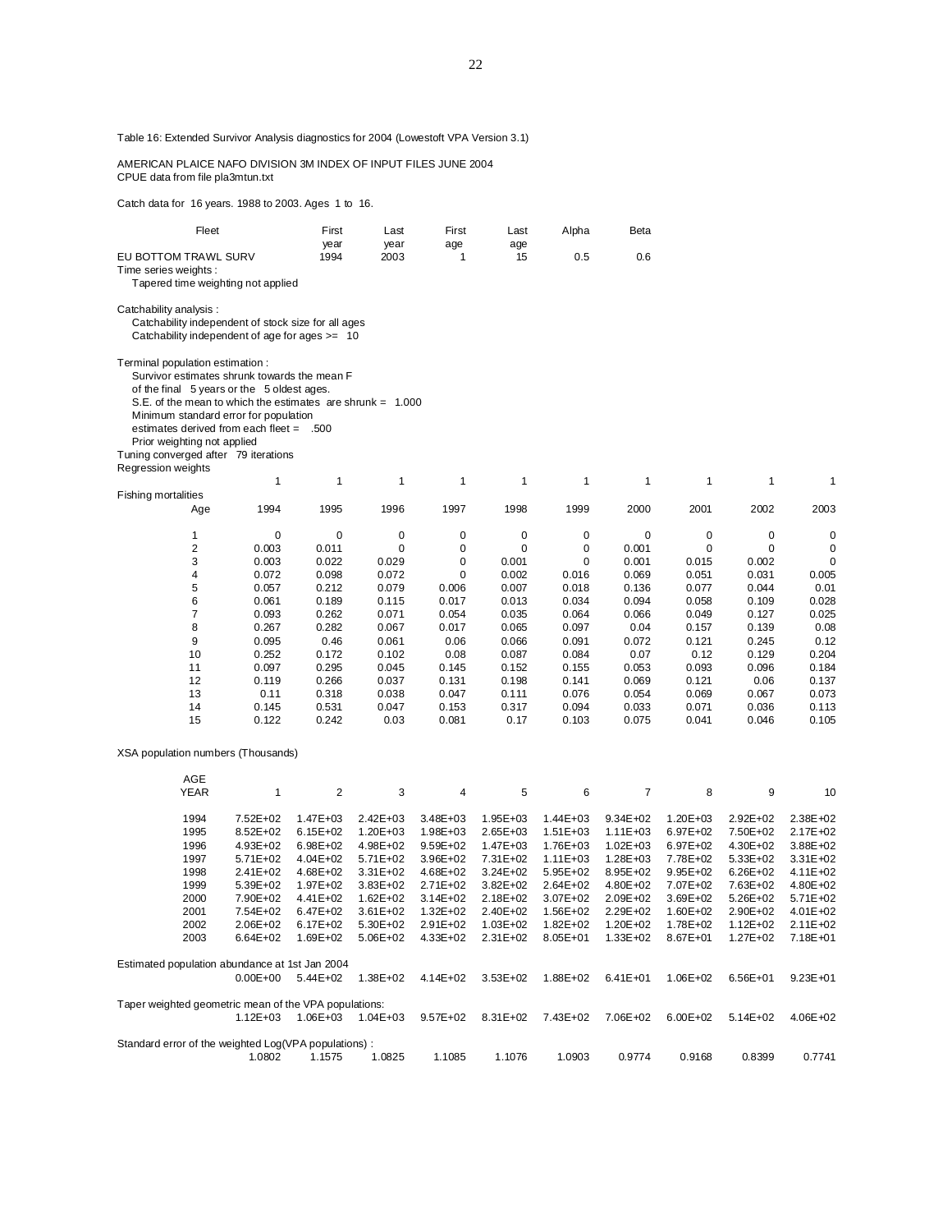Table 16: Extended Survivor Analysis diagnostics for 2004 (Lowestoft VPA Version 3.1)

AMERICAN PLAICE NAFO DIVISION 3M INDEX OF INPUT FILES JUNE 2004
CPUE data from file pla3mtun.txt

Catch data for 16 years. 1988 to 2003. Ages 1 to 16.

| Fleet | First year | Last year | First age | Last age | Alpha | Beta |
|---|---|---|---|---|---|---|
| EU BOTTOM TRAWL SURV | 1994 | 2003 | 1 | 15 | 0.5 | 0.6 |

Time series weights :
  Tapered time weighting not applied

Catchability analysis :
  Catchability independent of stock size for all ages
  Catchability independent of age for ages >= 10

Terminal population estimation :
  Survivor estimates shrunk towards the mean F
  of the final 5 years or the 5 oldest ages.
  S.E. of the mean to which the estimates are shrunk = 1.000
  Minimum standard error for population
  estimates derived from each fleet = .500
  Prior weighting not applied
Tuning converged after 79 iterations
Regression weights

| | | | | | | | | | | |
|---|---|---|---|---|---|---|---|---|---|---|
| | 1 | 1 | 1 | 1 | 1 | 1 | 1 | 1 | 1 | 1 |

Fishing mortalities

| Age | 1994 | 1995 | 1996 | 1997 | 1998 | 1999 | 2000 | 2001 | 2002 | 2003 |
|---|---|---|---|---|---|---|---|---|---|---|
| 1 | 0 | 0 | 0 | 0 | 0 | 0 | 0 | 0 | 0 | 0 |
| 2 | 0.003 | 0.011 | 0 | 0 | 0 | 0 | 0.001 | 0 | 0 | 0 |
| 3 | 0.003 | 0.022 | 0.029 | 0 | 0.001 | 0 | 0.001 | 0.015 | 0.002 | 0 |
| 4 | 0.072 | 0.098 | 0.072 | 0 | 0.002 | 0.016 | 0.069 | 0.051 | 0.031 | 0.005 |
| 5 | 0.057 | 0.212 | 0.079 | 0.006 | 0.007 | 0.018 | 0.136 | 0.077 | 0.044 | 0.01 |
| 6 | 0.061 | 0.189 | 0.115 | 0.017 | 0.013 | 0.034 | 0.094 | 0.058 | 0.109 | 0.028 |
| 7 | 0.093 | 0.262 | 0.071 | 0.054 | 0.035 | 0.064 | 0.066 | 0.049 | 0.127 | 0.025 |
| 8 | 0.267 | 0.282 | 0.067 | 0.017 | 0.065 | 0.097 | 0.04 | 0.157 | 0.139 | 0.08 |
| 9 | 0.095 | 0.46 | 0.061 | 0.06 | 0.066 | 0.091 | 0.072 | 0.121 | 0.245 | 0.12 |
| 10 | 0.252 | 0.172 | 0.102 | 0.08 | 0.087 | 0.084 | 0.07 | 0.12 | 0.129 | 0.204 |
| 11 | 0.097 | 0.295 | 0.045 | 0.145 | 0.152 | 0.155 | 0.053 | 0.093 | 0.096 | 0.184 |
| 12 | 0.119 | 0.266 | 0.037 | 0.131 | 0.198 | 0.141 | 0.069 | 0.121 | 0.06 | 0.137 |
| 13 | 0.11 | 0.318 | 0.038 | 0.047 | 0.111 | 0.076 | 0.054 | 0.069 | 0.067 | 0.073 |
| 14 | 0.145 | 0.531 | 0.047 | 0.153 | 0.317 | 0.094 | 0.033 | 0.071 | 0.036 | 0.113 |
| 15 | 0.122 | 0.242 | 0.03 | 0.081 | 0.17 | 0.103 | 0.075 | 0.041 | 0.046 | 0.105 |

XSA population numbers (Thousands)

| YEAR \ AGE | 1 | 2 | 3 | 4 | 5 | 6 | 7 | 8 | 9 | 10 |
|---|---|---|---|---|---|---|---|---|---|---|
| 1994 | 7.52E+02 | 1.47E+03 | 2.42E+03 | 3.48E+03 | 1.95E+03 | 1.44E+03 | 9.34E+02 | 1.20E+03 | 2.92E+02 | 2.38E+02 |
| 1995 | 8.52E+02 | 6.15E+02 | 1.20E+03 | 1.98E+03 | 2.65E+03 | 1.51E+03 | 1.11E+03 | 6.97E+02 | 7.50E+02 | 2.17E+02 |
| 1996 | 4.93E+02 | 6.98E+02 | 4.98E+02 | 9.59E+02 | 1.47E+03 | 1.76E+03 | 1.02E+03 | 6.97E+02 | 4.30E+02 | 3.88E+02 |
| 1997 | 5.71E+02 | 4.04E+02 | 5.71E+02 | 3.96E+02 | 7.31E+02 | 1.11E+03 | 1.28E+03 | 7.78E+02 | 5.33E+02 | 3.31E+02 |
| 1998 | 2.41E+02 | 4.68E+02 | 3.31E+02 | 4.68E+02 | 3.24E+02 | 5.95E+02 | 8.95E+02 | 9.95E+02 | 6.26E+02 | 4.11E+02 |
| 1999 | 5.39E+02 | 1.97E+02 | 3.83E+02 | 2.71E+02 | 3.82E+02 | 2.64E+02 | 4.80E+02 | 7.07E+02 | 7.63E+02 | 4.80E+02 |
| 2000 | 7.90E+02 | 4.41E+02 | 1.62E+02 | 3.14E+02 | 2.18E+02 | 3.07E+02 | 2.09E+02 | 3.69E+02 | 5.26E+02 | 5.71E+02 |
| 2001 | 7.54E+02 | 6.47E+02 | 3.61E+02 | 1.32E+02 | 2.40E+02 | 1.56E+02 | 2.29E+02 | 1.60E+02 | 2.90E+02 | 4.01E+02 |
| 2002 | 2.06E+02 | 6.17E+02 | 5.30E+02 | 2.91E+02 | 1.03E+02 | 1.82E+02 | 1.20E+02 | 1.78E+02 | 1.12E+02 | 2.11E+02 |
| 2003 | 6.64E+02 | 1.69E+02 | 5.06E+02 | 4.33E+02 | 2.31E+02 | 8.05E+01 | 1.33E+02 | 8.67E+01 | 1.27E+02 | 7.18E+01 |

Estimated population abundance at 1st Jan 2004

| | | | | | | | | | |
|---|---|---|---|---|---|---|---|---|---|
| 0.00E+00 | 5.44E+02 | 1.38E+02 | 4.14E+02 | 3.53E+02 | 1.88E+02 | 6.41E+01 | 1.06E+02 | 6.56E+01 | 9.23E+01 |

Taper weighted geometric mean of the VPA populations:

| | | | | | | | | | |
|---|---|---|---|---|---|---|---|---|---|
| 1.12E+03 | 1.06E+03 | 1.04E+03 | 9.57E+02 | 8.31E+02 | 7.43E+02 | 7.06E+02 | 6.00E+02 | 5.14E+02 | 4.06E+02 |

Standard error of the weighted Log(VPA populations) :

| | | | | | | | | | |
|---|---|---|---|---|---|---|---|---|---|
| 1.0802 | 1.1575 | 1.0825 | 1.1085 | 1.1076 | 1.0903 | 0.9774 | 0.9168 | 0.8399 | 0.7741 |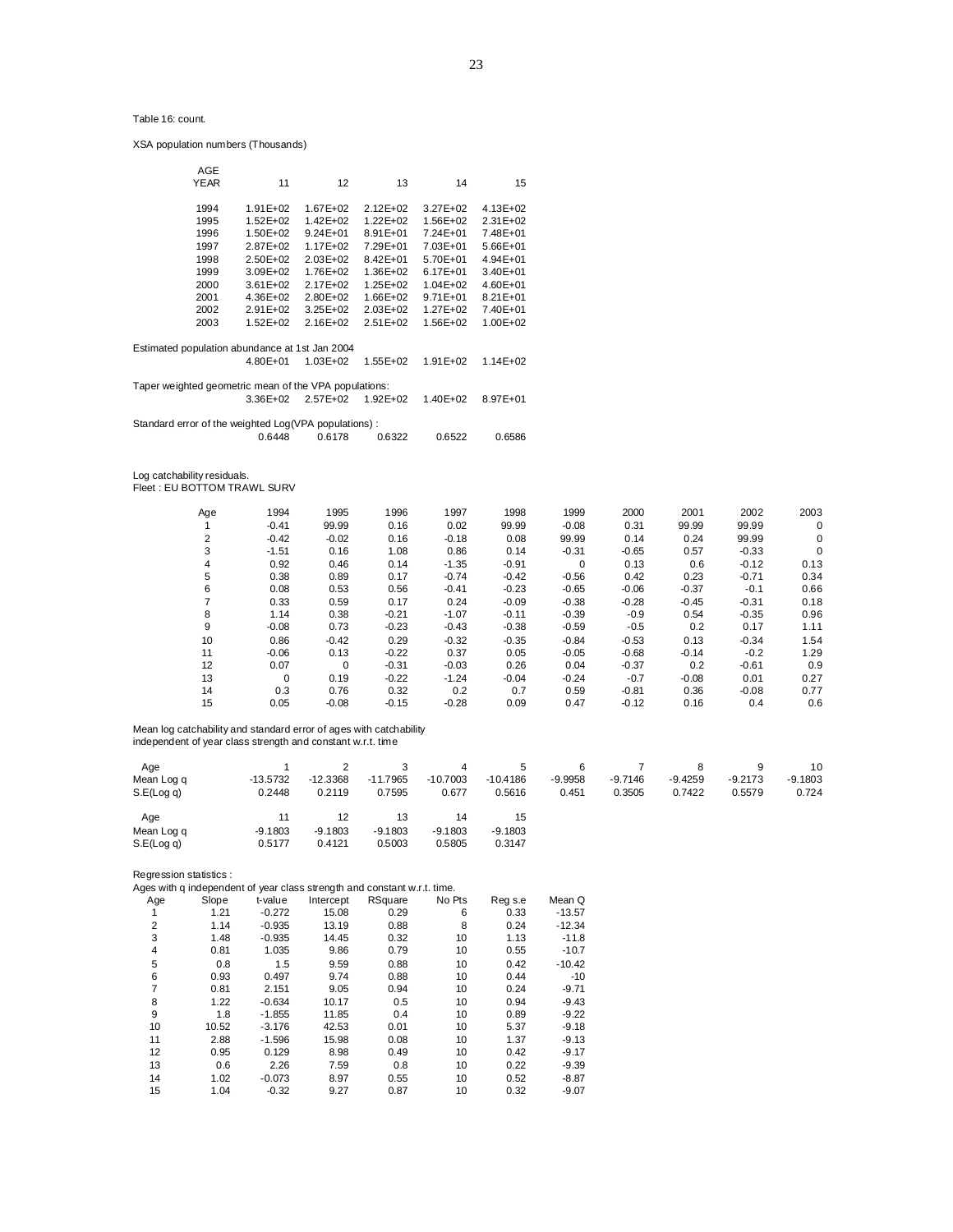Table 16: count.

XSA population numbers (Thousands)

| AGE YEAR | 11 | 12 | 13 | 14 | 15 |
|---|---|---|---|---|---|
| 1994 | 1.91E+02 | 1.67E+02 | 2.12E+02 | 3.27E+02 | 4.13E+02 |
| 1995 | 1.52E+02 | 1.42E+02 | 1.22E+02 | 1.56E+02 | 2.31E+02 |
| 1996 | 1.50E+02 | 9.24E+01 | 8.91E+01 | 7.24E+01 | 7.48E+01 |
| 1997 | 2.87E+02 | 1.17E+02 | 7.29E+01 | 7.03E+01 | 5.66E+01 |
| 1998 | 2.50E+02 | 2.03E+02 | 8.42E+01 | 5.70E+01 | 4.94E+01 |
| 1999 | 3.09E+02 | 1.76E+02 | 1.36E+02 | 6.17E+01 | 3.40E+01 |
| 2000 | 3.61E+02 | 2.17E+02 | 1.25E+02 | 1.04E+02 | 4.60E+01 |
| 2001 | 4.36E+02 | 2.80E+02 | 1.66E+02 | 9.71E+01 | 8.21E+01 |
| 2002 | 2.91E+02 | 3.25E+02 | 2.03E+02 | 1.27E+02 | 7.40E+01 |
| 2003 | 1.52E+02 | 2.16E+02 | 2.51E+02 | 1.56E+02 | 1.00E+02 |

Estimated population abundance at 1st Jan 2004

| | 4.80E+01 | 1.03E+02 | 1.55E+02 | 1.91E+02 | 1.14E+02 |
|---|---|---|---|---|---|

Taper weighted geometric mean of the VPA populations:

| | 3.36E+02 | 2.57E+02 | 1.92E+02 | 1.40E+02 | 8.97E+01 |
|---|---|---|---|---|---|

Standard error of the weighted Log(VPA populations) :

| | 0.6448 | 0.6178 | 0.6322 | 0.6522 | 0.6586 |
|---|---|---|---|---|---|

Log catchability residuals.
Fleet : EU BOTTOM TRAWL SURV

| Age | 1994 | 1995 | 1996 | 1997 | 1998 | 1999 | 2000 | 2001 | 2002 | 2003 |
|---|---|---|---|---|---|---|---|---|---|---|
| 1 | -0.41 | 99.99 | 0.16 | 0.02 | 99.99 | -0.08 | 0.31 | 99.99 | 99.99 | 0 |
| 2 | -0.42 | -0.02 | 0.16 | -0.18 | 0.08 | 99.99 | 0.14 | 0.24 | 99.99 | 0 |
| 3 | -1.51 | 0.16 | 1.08 | 0.86 | 0.14 | -0.31 | -0.65 | 0.57 | -0.33 | 0 |
| 4 | 0.92 | 0.46 | 0.14 | -1.35 | -0.91 | 0 | 0.13 | 0.6 | -0.12 | 0.13 |
| 5 | 0.38 | 0.89 | 0.17 | -0.74 | -0.42 | -0.56 | 0.42 | 0.23 | -0.71 | 0.34 |
| 6 | 0.08 | 0.53 | 0.56 | -0.41 | -0.23 | -0.65 | -0.06 | -0.37 | -0.1 | 0.66 |
| 7 | 0.33 | 0.59 | 0.17 | 0.24 | -0.09 | -0.38 | -0.28 | -0.45 | -0.31 | 0.18 |
| 8 | 1.14 | 0.38 | -0.21 | -1.07 | -0.11 | -0.39 | -0.9 | 0.54 | -0.35 | 0.96 |
| 9 | -0.08 | 0.73 | -0.23 | -0.43 | -0.38 | -0.59 | -0.5 | 0.2 | 0.17 | 1.11 |
| 10 | 0.86 | -0.42 | 0.29 | -0.32 | -0.35 | -0.84 | -0.53 | 0.13 | -0.34 | 1.54 |
| 11 | -0.06 | 0.13 | -0.22 | 0.37 | 0.05 | -0.05 | -0.68 | -0.14 | -0.2 | 1.29 |
| 12 | 0.07 | 0 | -0.31 | -0.03 | 0.26 | 0.04 | -0.37 | 0.2 | -0.61 | 0.9 |
| 13 | 0 | 0.19 | -0.22 | -1.24 | -0.04 | -0.24 | -0.7 | -0.08 | 0.01 | 0.27 |
| 14 | 0.3 | 0.76 | 0.32 | 0.2 | 0.7 | 0.59 | -0.81 | 0.36 | -0.08 | 0.77 |
| 15 | 0.05 | -0.08 | -0.15 | -0.28 | 0.09 | 0.47 | -0.12 | 0.16 | 0.4 | 0.6 |

Mean log catchability and standard error of ages with catchability independent of year class strength and constant w.r.t. time

| Age | 1 | 2 | 3 | 4 | 5 | 6 | 7 | 8 | 9 | 10 |
|---|---|---|---|---|---|---|---|---|---|---|
| Mean Log q | -13.5732 | -12.3368 | -11.7965 | -10.7003 | -10.4186 | -9.9958 | -9.7146 | -9.4259 | -9.2173 | -9.1803 |
| S.E(Log q) | 0.2448 | 0.2119 | 0.7595 | 0.677 | 0.5616 | 0.451 | 0.3505 | 0.7422 | 0.5579 | 0.724 |

| Age | 11 | 12 | 13 | 14 | 15 |
|---|---|---|---|---|---|
| Mean Log q | -9.1803 | -9.1803 | -9.1803 | -9.1803 | -9.1803 |
| S.E(Log q) | 0.5177 | 0.4121 | 0.5003 | 0.5805 | 0.3147 |

Regression statistics :

Ages with q independent of year class strength and constant w.r.t. time.

| Age | Slope | t-value | Intercept | RSquare | No Pts | Reg s.e | Mean Q |
|---|---|---|---|---|---|---|---|
| 1 | 1.21 | -0.272 | 15.08 | 0.29 | 6 | 0.33 | -13.57 |
| 2 | 1.14 | -0.935 | 13.19 | 0.88 | 8 | 0.24 | -12.34 |
| 3 | 1.48 | -0.935 | 14.45 | 0.32 | 10 | 1.13 | -11.8 |
| 4 | 0.81 | 1.035 | 9.86 | 0.79 | 10 | 0.55 | -10.7 |
| 5 | 0.8 | 1.5 | 9.59 | 0.88 | 10 | 0.42 | -10.42 |
| 6 | 0.93 | 0.497 | 9.74 | 0.88 | 10 | 0.44 | -10 |
| 7 | 0.81 | 2.151 | 9.05 | 0.94 | 10 | 0.24 | -9.71 |
| 8 | 1.22 | -0.634 | 10.17 | 0.5 | 10 | 0.94 | -9.43 |
| 9 | 1.8 | -1.855 | 11.85 | 0.4 | 10 | 0.89 | -9.22 |
| 10 | 10.52 | -3.176 | 42.53 | 0.01 | 10 | 5.37 | -9.18 |
| 11 | 2.88 | -1.596 | 15.98 | 0.08 | 10 | 1.37 | -9.13 |
| 12 | 0.95 | 0.129 | 8.98 | 0.49 | 10 | 0.42 | -9.17 |
| 13 | 0.6 | 2.26 | 7.59 | 0.8 | 10 | 0.22 | -9.39 |
| 14 | 1.02 | -0.073 | 8.97 | 0.55 | 10 | 0.52 | -8.87 |
| 15 | 1.04 | -0.32 | 9.27 | 0.87 | 10 | 0.32 | -9.07 |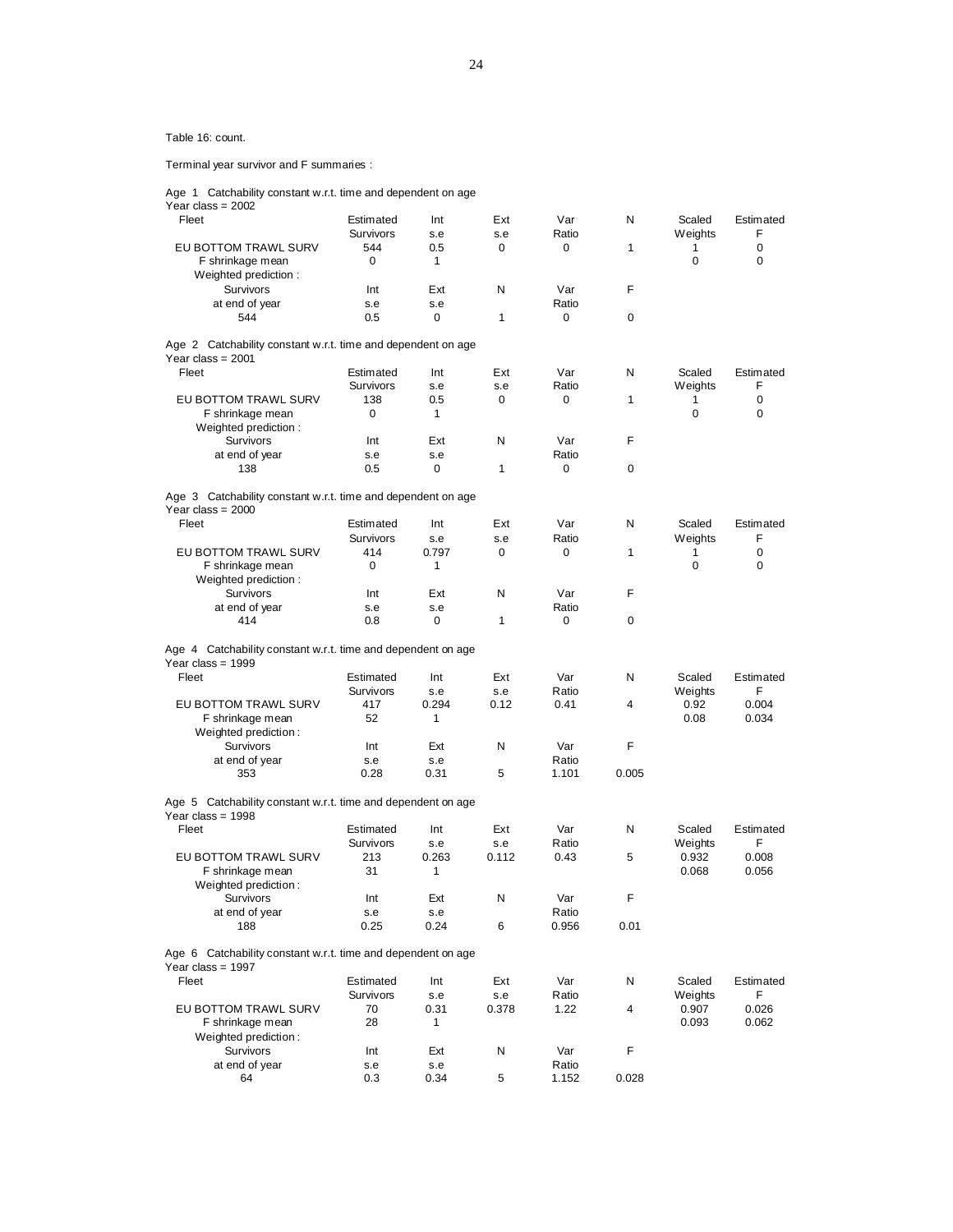Table 16: cont.

Terminal year survivor and F summaries :

Age 1 Catchability constant w.r.t. time and dependent on age
Year class = 2002

| Fleet | Estimated Survivors | Int s.e | Ext s.e | Var Ratio | N | Scaled Weights | Estimated F |
|---|---|---|---|---|---|---|---|
| EU BOTTOM TRAWL SURV | 544 | 0.5 | 0 | 0 | 1 | 1 | 0 |
| F shrinkage mean | 0 | 1 | | | | 0 | 0 |

Weighted prediction :

| Survivors at end of year | Int s.e | Ext s.e | N | Var Ratio | F |
|---|---|---|---|---|---|
| 544 | 0.5 | 0 | 1 | 0 | 0 |

Age 2 Catchability constant w.r.t. time and dependent on age
Year class = 2001

| Fleet | Estimated Survivors | Int s.e | Ext s.e | Var Ratio | N | Scaled Weights | Estimated F |
|---|---|---|---|---|---|---|---|
| EU BOTTOM TRAWL SURV | 138 | 0.5 | 0 | 0 | 1 | 1 | 0 |
| F shrinkage mean | 0 | 1 | | | | 0 | 0 |

Weighted prediction :

| Survivors at end of year | Int s.e | Ext s.e | N | Var Ratio | F |
|---|---|---|---|---|---|
| 138 | 0.5 | 0 | 1 | 0 | 0 |

Age 3 Catchability constant w.r.t. time and dependent on age
Year class = 2000

| Fleet | Estimated Survivors | Int s.e | Ext s.e | Var Ratio | N | Scaled Weights | Estimated F |
|---|---|---|---|---|---|---|---|
| EU BOTTOM TRAWL SURV | 414 | 0.797 | 0 | 0 | 1 | 1 | 0 |
| F shrinkage mean | 0 | 1 | | | | 0 | 0 |

Weighted prediction :

| Survivors at end of year | Int s.e | Ext s.e | N | Var Ratio | F |
|---|---|---|---|---|---|
| 414 | 0.8 | 0 | 1 | 0 | 0 |

Age 4 Catchability constant w.r.t. time and dependent on age
Year class = 1999

| Fleet | Estimated Survivors | Int s.e | Ext s.e | Var Ratio | N | Scaled Weights | Estimated F |
|---|---|---|---|---|---|---|---|
| EU BOTTOM TRAWL SURV | 417 | 0.294 | 0.12 | 0.41 | 4 | 0.92 | 0.004 |
| F shrinkage mean | 52 | 1 | | | | 0.08 | 0.034 |

Weighted prediction :

| Survivors at end of year | Int s.e | Ext s.e | N | Var Ratio | F |
|---|---|---|---|---|---|
| 353 | 0.28 | 0.31 | 5 | 1.101 | 0.005 |

Age 5 Catchability constant w.r.t. time and dependent on age
Year class = 1998

| Fleet | Estimated Survivors | Int s.e | Ext s.e | Var Ratio | N | Scaled Weights | Estimated F |
|---|---|---|---|---|---|---|---|
| EU BOTTOM TRAWL SURV | 213 | 0.263 | 0.112 | 0.43 | 5 | 0.932 | 0.008 |
| F shrinkage mean | 31 | 1 | | | | 0.068 | 0.056 |

Weighted prediction :

| Survivors at end of year | Int s.e | Ext s.e | N | Var Ratio | F |
|---|---|---|---|---|---|
| 188 | 0.25 | 0.24 | 6 | 0.956 | 0.01 |

Age 6 Catchability constant w.r.t. time and dependent on age
Year class = 1997

| Fleet | Estimated Survivors | Int s.e | Ext s.e | Var Ratio | N | Scaled Weights | Estimated F |
|---|---|---|---|---|---|---|---|
| EU BOTTOM TRAWL SURV | 70 | 0.31 | 0.378 | 1.22 | 4 | 0.907 | 0.026 |
| F shrinkage mean | 28 | 1 | | | | 0.093 | 0.062 |

Weighted prediction :

| Survivors at end of year | Int s.e | Ext s.e | N | Var Ratio | F |
|---|---|---|---|---|---|
| 64 | 0.3 | 0.34 | 5 | 1.152 | 0.028 |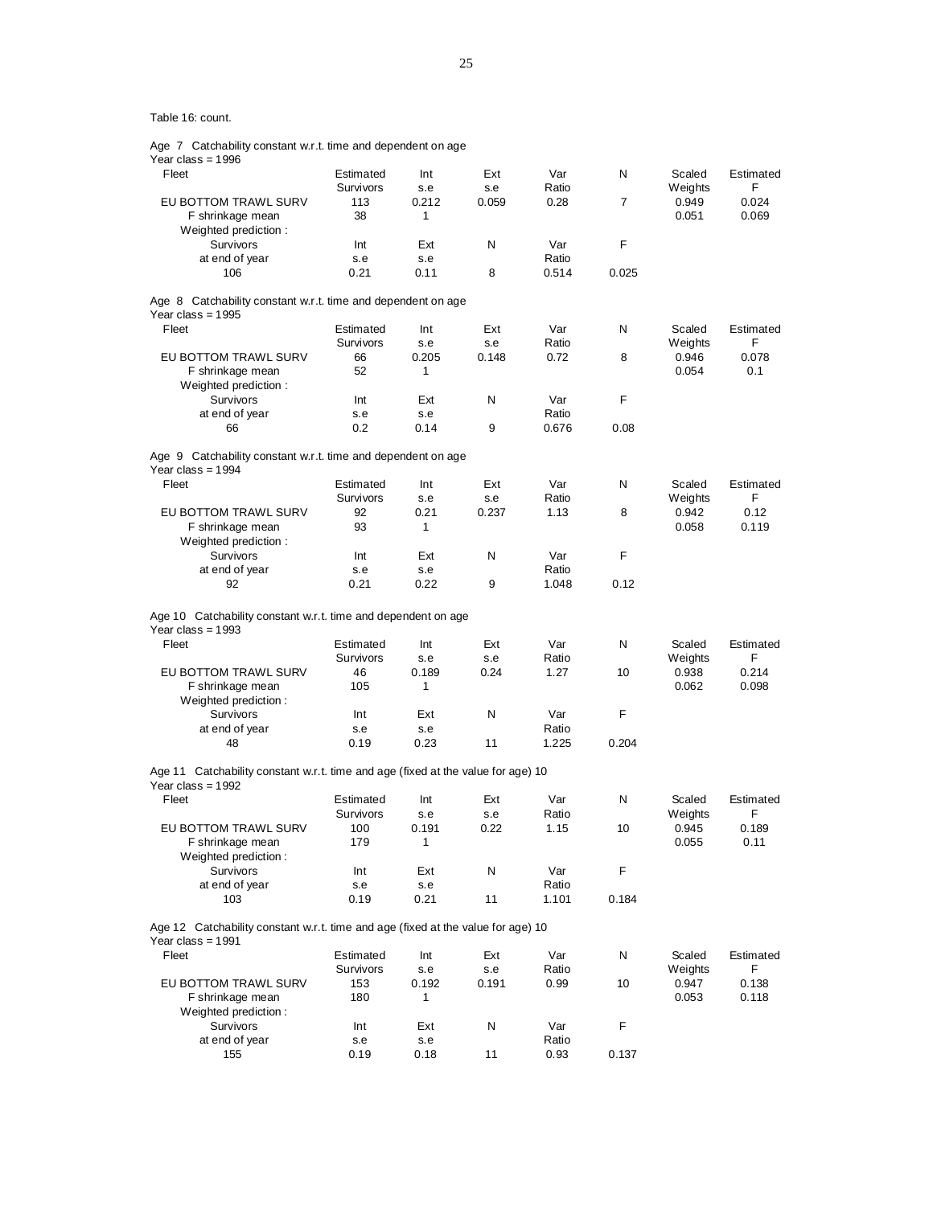Table 16: count.

Age 7 Catchability constant w.r.t. time and dependent on age
Year class = 1996

| Fleet | Estimated Survivors | Int s.e | Ext s.e | Var Ratio | N | Scaled Weights | Estimated F |
|---|---|---|---|---|---|---|---|
| EU BOTTOM TRAWL SURV | 113 | 0.212 | 0.059 | 0.28 | 7 | 0.949 | 0.024 |
| F shrinkage mean | 38 | 1 | | | | 0.051 | 0.069 |

Weighted prediction :

| Survivors at end of year | Int s.e | Ext s.e | N | Var Ratio | F |
|---|---|---|---|---|---|
| 106 | 0.21 | 0.11 | 8 | 0.514 | 0.025 |

Age 8 Catchability constant w.r.t. time and dependent on age
Year class = 1995

| Fleet | Estimated Survivors | Int s.e | Ext s.e | Var Ratio | N | Scaled Weights | Estimated F |
|---|---|---|---|---|---|---|---|
| EU BOTTOM TRAWL SURV | 66 | 0.205 | 0.148 | 0.72 | 8 | 0.946 | 0.078 |
| F shrinkage mean | 52 | 1 | | | | 0.054 | 0.1 |

Weighted prediction :

| Survivors at end of year | Int s.e | Ext s.e | N | Var Ratio | F |
|---|---|---|---|---|---|
| 66 | 0.2 | 0.14 | 9 | 0.676 | 0.08 |

Age 9 Catchability constant w.r.t. time and dependent on age
Year class = 1994

| Fleet | Estimated Survivors | Int s.e | Ext s.e | Var Ratio | N | Scaled Weights | Estimated F |
|---|---|---|---|---|---|---|---|
| EU BOTTOM TRAWL SURV | 92 | 0.21 | 0.237 | 1.13 | 8 | 0.942 | 0.12 |
| F shrinkage mean | 93 | 1 | | | | 0.058 | 0.119 |

Weighted prediction :

| Survivors at end of year | Int s.e | Ext s.e | N | Var Ratio | F |
|---|---|---|---|---|---|
| 92 | 0.21 | 0.22 | 9 | 1.048 | 0.12 |

Age 10 Catchability constant w.r.t. time and dependent on age
Year class = 1993

| Fleet | Estimated Survivors | Int s.e | Ext s.e | Var Ratio | N | Scaled Weights | Estimated F |
|---|---|---|---|---|---|---|---|
| EU BOTTOM TRAWL SURV | 46 | 0.189 | 0.24 | 1.27 | 10 | 0.938 | 0.214 |
| F shrinkage mean | 105 | 1 | | | | 0.062 | 0.098 |

Weighted prediction :

| Survivors at end of year | Int s.e | Ext s.e | N | Var Ratio | F |
|---|---|---|---|---|---|
| 48 | 0.19 | 0.23 | 11 | 1.225 | 0.204 |

Age 11 Catchability constant w.r.t. time and age (fixed at the value for age) 10
Year class = 1992

| Fleet | Estimated Survivors | Int s.e | Ext s.e | Var Ratio | N | Scaled Weights | Estimated F |
|---|---|---|---|---|---|---|---|
| EU BOTTOM TRAWL SURV | 100 | 0.191 | 0.22 | 1.15 | 10 | 0.945 | 0.189 |
| F shrinkage mean | 179 | 1 | | | | 0.055 | 0.11 |

Weighted prediction :

| Survivors at end of year | Int s.e | Ext s.e | N | Var Ratio | F |
|---|---|---|---|---|---|
| 103 | 0.19 | 0.21 | 11 | 1.101 | 0.184 |

Age 12 Catchability constant w.r.t. time and age (fixed at the value for age) 10
Year class = 1991

| Fleet | Estimated Survivors | Int s.e | Ext s.e | Var Ratio | N | Scaled Weights | Estimated F |
|---|---|---|---|---|---|---|---|
| EU BOTTOM TRAWL SURV | 153 | 0.192 | 0.191 | 0.99 | 10 | 0.947 | 0.138 |
| F shrinkage mean | 180 | 1 | | | | 0.053 | 0.118 |

Weighted prediction :

| Survivors at end of year | Int s.e | Ext s.e | N | Var Ratio | F |
|---|---|---|---|---|---|
| 155 | 0.19 | 0.18 | 11 | 0.93 | 0.137 |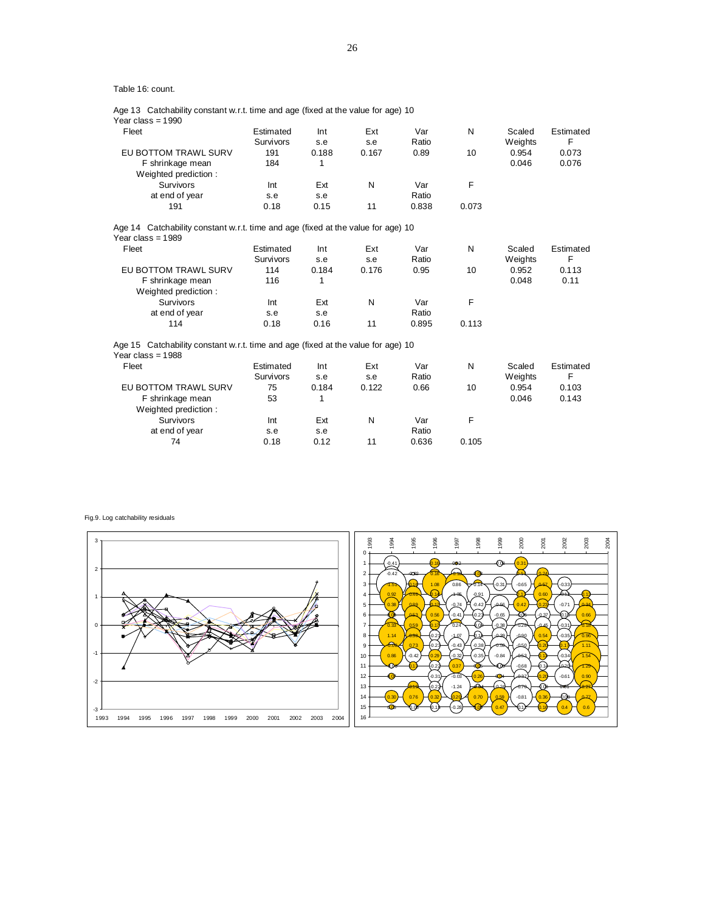Table 16: count.

Age 13 Catchability constant w.r.t. time and age (fixed at the value for age) 10
Year class = 1990

| Fleet | Estimated Survivors | Int s.e | Ext s.e | Var Ratio | N | Scaled Weights | Estimated F |
|---|---|---|---|---|---|---|---|
| EU BOTTOM TRAWL SURV | 191 | 0.188 | 0.167 | 0.89 | 10 | 0.954 | 0.073 |
| F shrinkage mean | 184 | 1 | | | | 0.046 | 0.076 |

Weighted prediction :

| Survivors at end of year | Int s.e | Ext s.e | N | Var Ratio | F |
|---|---|---|---|---|---|
| 191 | 0.18 | 0.15 | 11 | 0.838 | 0.073 |

Age 14 Catchability constant w.r.t. time and age (fixed at the value for age) 10
Year class = 1989

| Fleet | Estimated Survivors | Int s.e | Ext s.e | Var Ratio | N | Scaled Weights | Estimated F |
|---|---|---|---|---|---|---|---|
| EU BOTTOM TRAWL SURV | 114 | 0.184 | 0.176 | 0.95 | 10 | 0.952 | 0.113 |
| F shrinkage mean | 116 | 1 | | | | 0.048 | 0.11 |

Weighted prediction :

| Survivors at end of year | Int s.e | Ext s.e | N | Var Ratio | F |
|---|---|---|---|---|---|
| 114 | 0.18 | 0.16 | 11 | 0.895 | 0.113 |

Age 15 Catchability constant w.r.t. time and age (fixed at the value for age) 10
Year class = 1988

| Fleet | Estimated Survivors | Int s.e | Ext s.e | Var Ratio | N | Scaled Weights | Estimated F |
|---|---|---|---|---|---|---|---|
| EU BOTTOM TRAWL SURV | 75 | 0.184 | 0.122 | 0.66 | 10 | 0.954 | 0.103 |
| F shrinkage mean | 53 | 1 | | | | 0.046 | 0.143 |

Weighted prediction :

| Survivors at end of year | Int s.e | Ext s.e | N | Var Ratio | F |
|---|---|---|---|---|---|
| 74 | 0.18 | 0.12 | 11 | 0.636 | 0.105 |

Fig.9. Log catchability residuals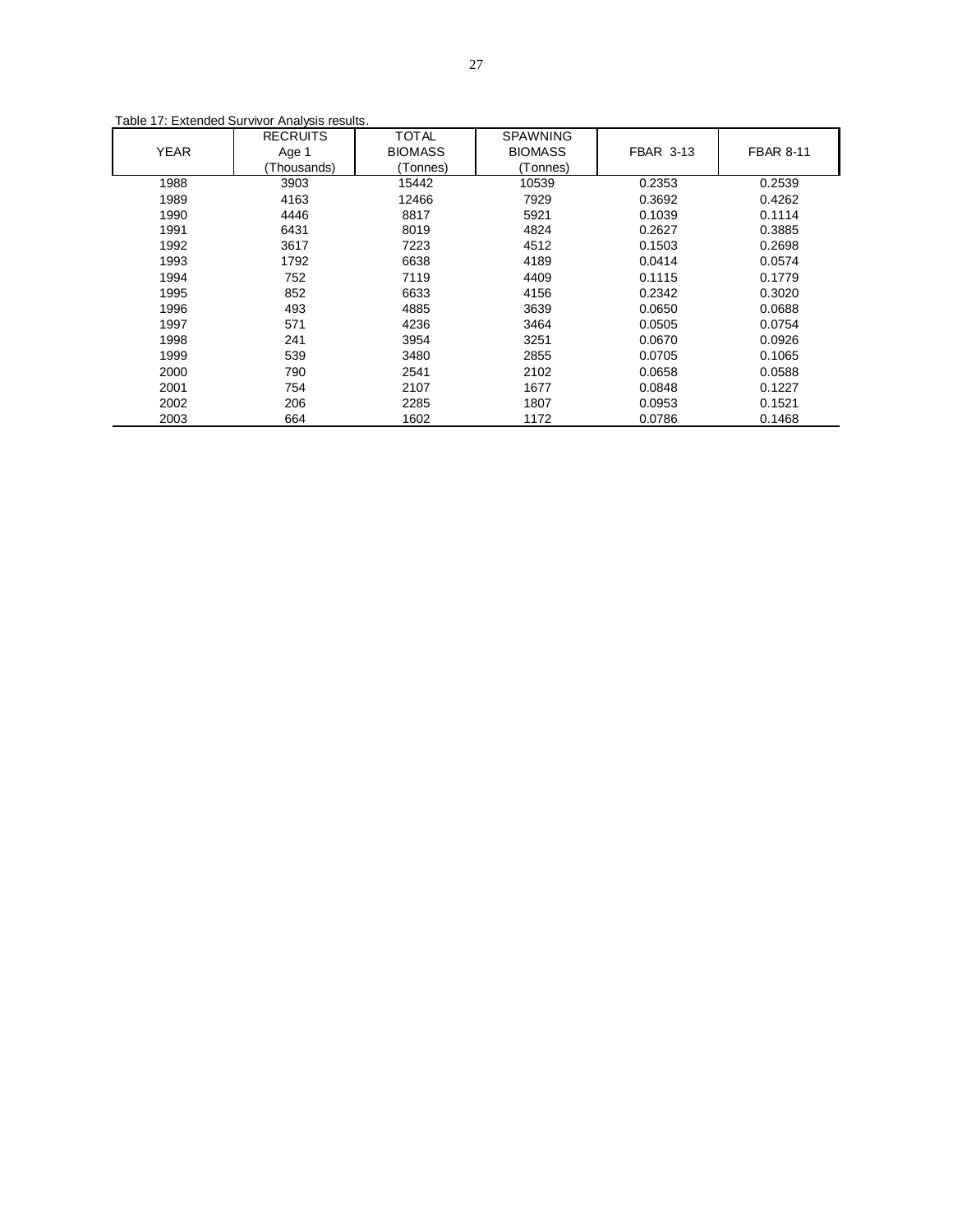Table 17: Extended Survivor Analysis results.

| YEAR | RECRUITS Age 1 (Thousands) | TOTAL BIOMASS (Tonnes) | SPAWNING BIOMASS (Tonnes) | FBAR 3-13 | FBAR 8-11 |
|---|---|---|---|---|---|
| 1988 | 3903 | 15442 | 10539 | 0.2353 | 0.2539 |
| 1989 | 4163 | 12466 | 7929 | 0.3692 | 0.4262 |
| 1990 | 4446 | 8817 | 5921 | 0.1039 | 0.1114 |
| 1991 | 6431 | 8019 | 4824 | 0.2627 | 0.3885 |
| 1992 | 3617 | 7223 | 4512 | 0.1503 | 0.2698 |
| 1993 | 1792 | 6638 | 4189 | 0.0414 | 0.0574 |
| 1994 | 752 | 7119 | 4409 | 0.1115 | 0.1779 |
| 1995 | 852 | 6633 | 4156 | 0.2342 | 0.3020 |
| 1996 | 493 | 4885 | 3639 | 0.0650 | 0.0688 |
| 1997 | 571 | 4236 | 3464 | 0.0505 | 0.0754 |
| 1998 | 241 | 3954 | 3251 | 0.0670 | 0.0926 |
| 1999 | 539 | 3480 | 2855 | 0.0705 | 0.1065 |
| 2000 | 790 | 2541 | 2102 | 0.0658 | 0.0588 |
| 2001 | 754 | 2107 | 1677 | 0.0848 | 0.1227 |
| 2002 | 206 | 2285 | 1807 | 0.0953 | 0.1521 |
| 2003 | 664 | 1602 | 1172 | 0.0786 | 0.1468 |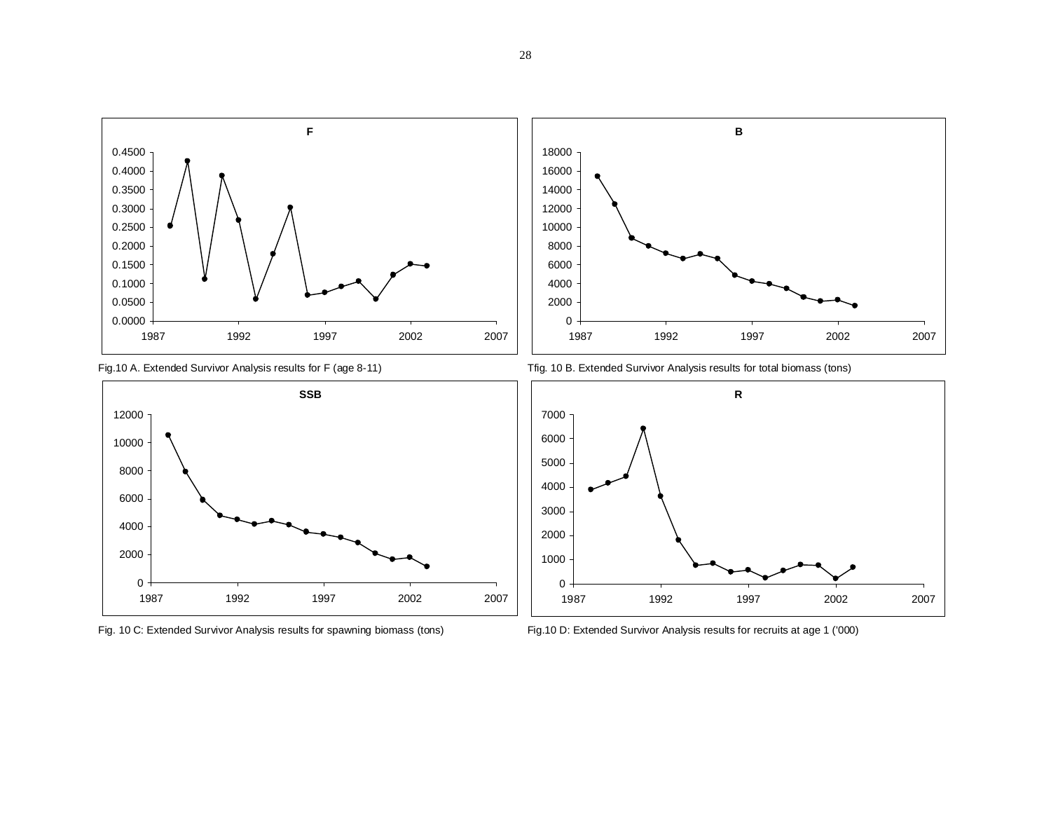F

0.4500
0.4000
0.3500
0.3000
0.2500
0.2000
0.1500
0.1000
0.0500
0.0000

1987 1992 1997 2002 2007

Fig.10 A. Extended Survivor Analysis results for F (age 8-11)

B

18000
16000
14000
12000
10000
8000
6000
4000
2000
0

1987 1992 1997 2002 2007

Tfig. 10 B. Extended Survivor Analysis results for total biomass (tons)

SSB

12000
10000
8000
6000
4000
2000
0

1987 1992 1997 2002 2007

Fig. 10 C: Extended Survivor Analysis results for spawning biomass (tons)

R

7000
6000
5000
4000
3000
2000
1000
0

1987 1992 1997 2002 2007

Fig.10 D: Extended Survivor Analysis results for recruits at age 1 ('000)